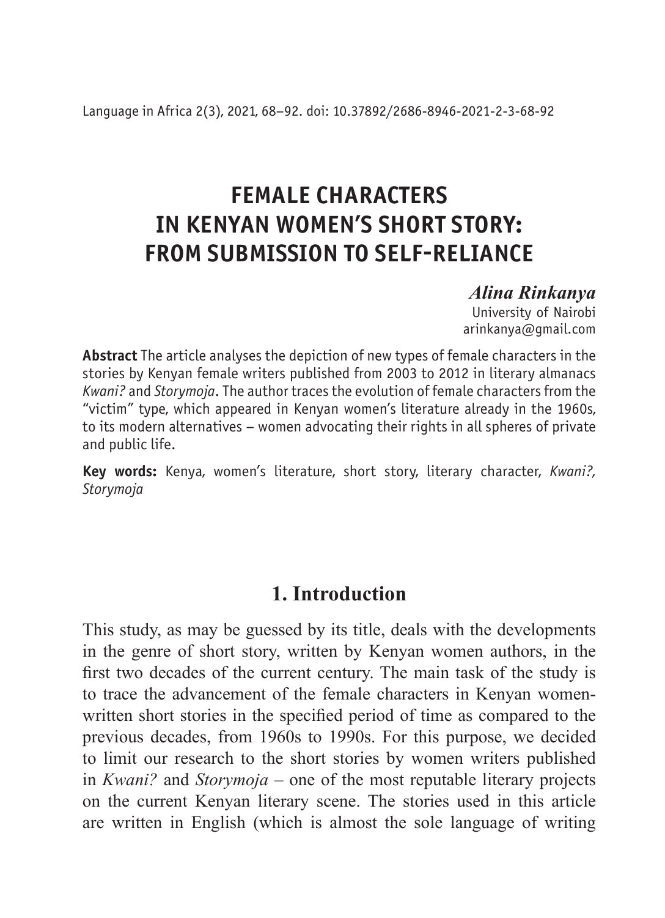Language in Africa 2(3), 2021, 68–92. doi: 10.37892/2686-8946-2021-2-3-68-92

# FEMALE CHARACTERS IN KENYAN WOMEN'S SHORT STORY: FROM SUBMISSION TO SELF-RELIANCE

***Alina Rinkanya***
University of Nairobi
arinkanya@gmail.com

**Abstract** The article analyses the depiction of new types of female characters in the stories by Kenyan female writers published from 2003 to 2012 in literary almanacs *Kwani?* and *Storymoja*. The author traces the evolution of female characters from the "victim" type, which appeared in Kenyan women's literature already in the 1960s, to its modern alternatives – women advocating their rights in all spheres of private and public life.

**Key words:** Kenya, women's literature, short story, literary character, *Kwani?, Storymoja*

## 1. Introduction

This study, as may be guessed by its title, deals with the developments in the genre of short story, written by Kenyan women authors, in the first two decades of the current century. The main task of the study is to trace the advancement of the female characters in Kenyan women-written short stories in the specified period of time as compared to the previous decades, from 1960s to 1990s. For this purpose, we decided to limit our research to the short stories by women writers published in *Kwani?* and *Storymoja* – one of the most reputable literary projects on the current Kenyan literary scene. The stories used in this article are written in English (which is almost the sole language of writing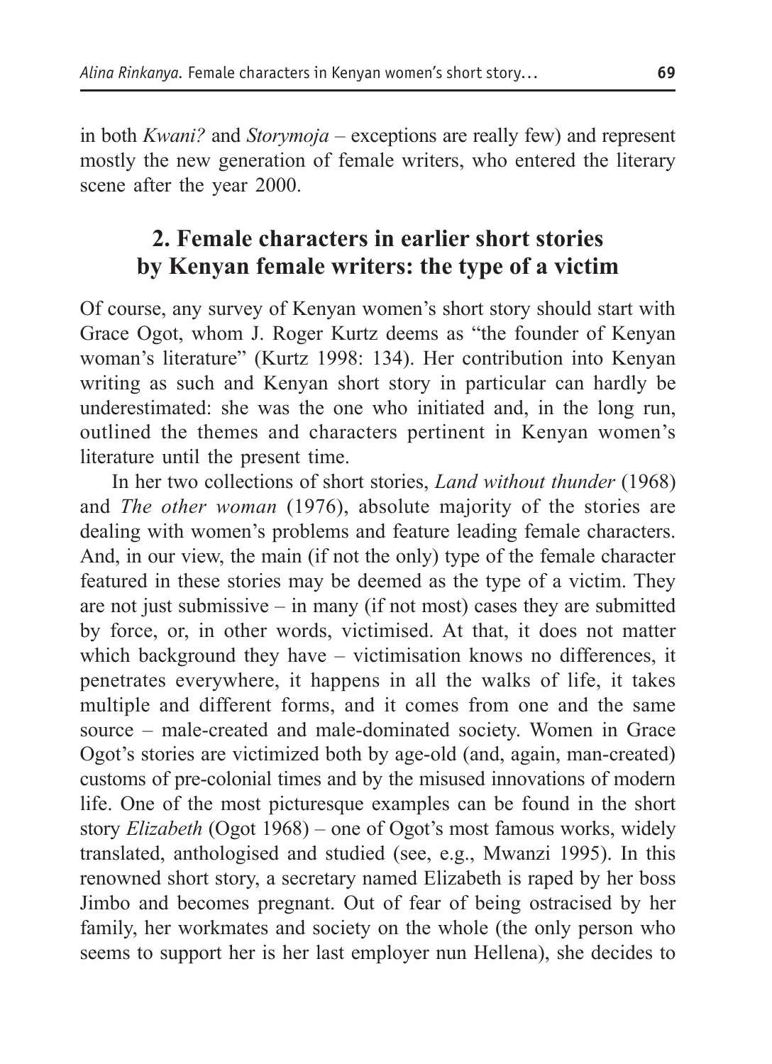in both *Kwani?* and *Storymoja* – exceptions are really few) and represent mostly the new generation of female writers, who entered the literary scene after the year 2000.

## 2. Female characters in earlier short stories by Kenyan female writers: the type of a victim

Of course, any survey of Kenyan women's short story should start with Grace Ogot, whom J. Roger Kurtz deems as "the founder of Kenyan woman's literature" (Kurtz 1998: 134). Her contribution into Kenyan writing as such and Kenyan short story in particular can hardly be underestimated: she was the one who initiated and, in the long run, outlined the themes and characters pertinent in Kenyan women's literature until the present time.

In her two collections of short stories, *Land without thunder* (1968) and *The other woman* (1976), absolute majority of the stories are dealing with women's problems and feature leading female characters. And, in our view, the main (if not the only) type of the female character featured in these stories may be deemed as the type of a victim. They are not just submissive – in many (if not most) cases they are submitted by force, or, in other words, victimised. At that, it does not matter which background they have – victimisation knows no differences, it penetrates everywhere, it happens in all the walks of life, it takes multiple and different forms, and it comes from one and the same source – male-created and male-dominated society. Women in Grace Ogot's stories are victimized both by age-old (and, again, man-created) customs of pre-colonial times and by the misused innovations of modern life. One of the most picturesque examples can be found in the short story *Elizabeth* (Ogot 1968) – one of Ogot's most famous works, widely translated, anthologised and studied (see, e.g., Mwanzi 1995). In this renowned short story, a secretary named Elizabeth is raped by her boss Jimbo and becomes pregnant. Out of fear of being ostracised by her family, her workmates and society on the whole (the only person who seems to support her is her last employer nun Hellena), she decides to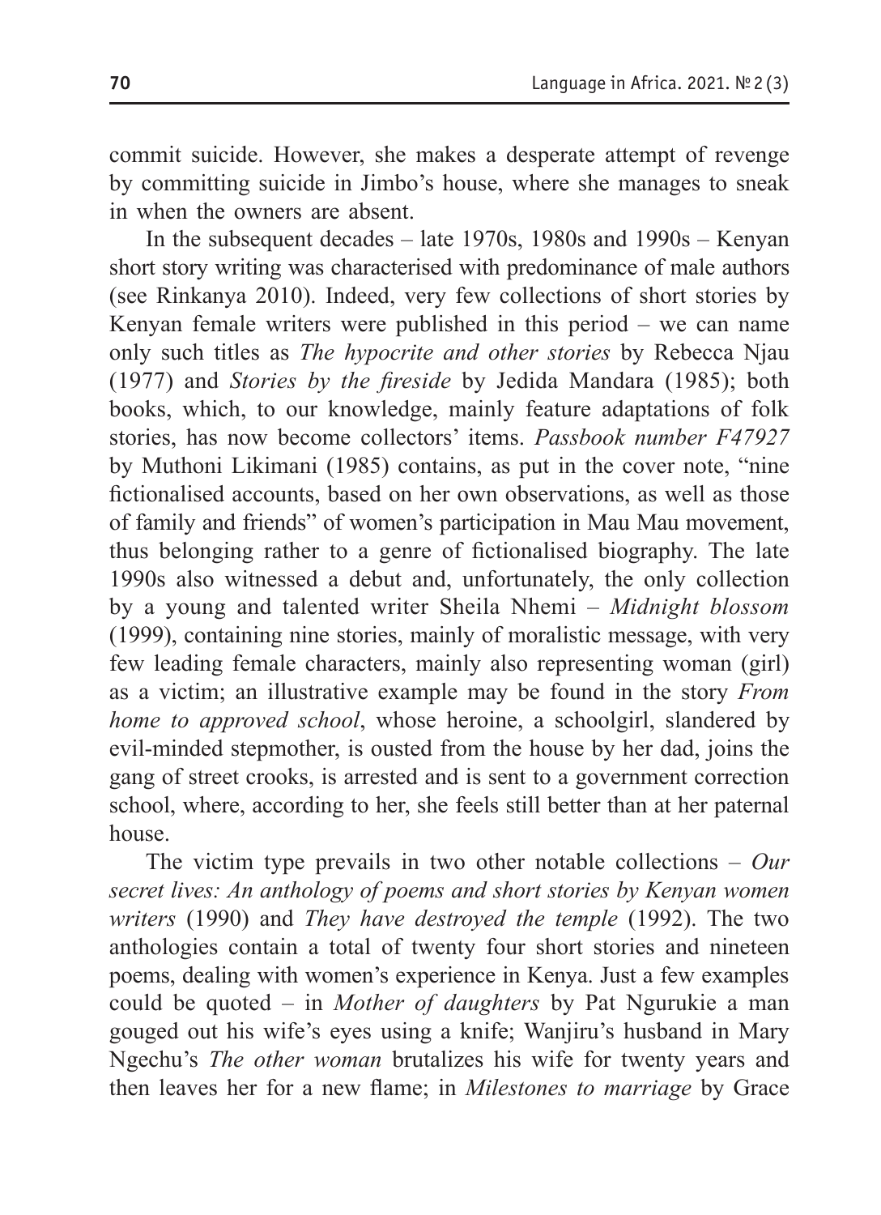commit suicide. However, she makes a desperate attempt of revenge by committing suicide in Jimbo's house, where she manages to sneak in when the owners are absent.

In the subsequent decades – late 1970s, 1980s and 1990s – Kenyan short story writing was characterised with predominance of male authors (see Rinkanya 2010). Indeed, very few collections of short stories by Kenyan female writers were published in this period – we can name only such titles as *The hypocrite and other stories* by Rebecca Njau (1977) and *Stories by the fireside* by Jedida Mandara (1985); both books, which, to our knowledge, mainly feature adaptations of folk stories, has now become collectors' items. *Passbook number F47927* by Muthoni Likimani (1985) contains, as put in the cover note, "nine fictionalised accounts, based on her own observations, as well as those of family and friends" of women's participation in Mau Mau movement, thus belonging rather to a genre of fictionalised biography. The late 1990s also witnessed a debut and, unfortunately, the only collection by a young and talented writer Sheila Nhemi – *Midnight blossom* (1999), containing nine stories, mainly of moralistic message, with very few leading female characters, mainly also representing woman (girl) as a victim; an illustrative example may be found in the story *From home to approved school*, whose heroine, a schoolgirl, slandered by evil-minded stepmother, is ousted from the house by her dad, joins the gang of street crooks, is arrested and is sent to a government correction school, where, according to her, she feels still better than at her paternal house.

The victim type prevails in two other notable collections – *Our secret lives: An anthology of poems and short stories by Kenyan women writers* (1990) and *They have destroyed the temple* (1992). The two anthologies contain a total of twenty four short stories and nineteen poems, dealing with women's experience in Kenya. Just a few examples could be quoted – in *Mother of daughters* by Pat Ngurukie a man gouged out his wife's eyes using a knife; Wanjiru's husband in Mary Ngechu's *The other woman* brutalizes his wife for twenty years and then leaves her for a new flame; in *Milestones to marriage* by Grace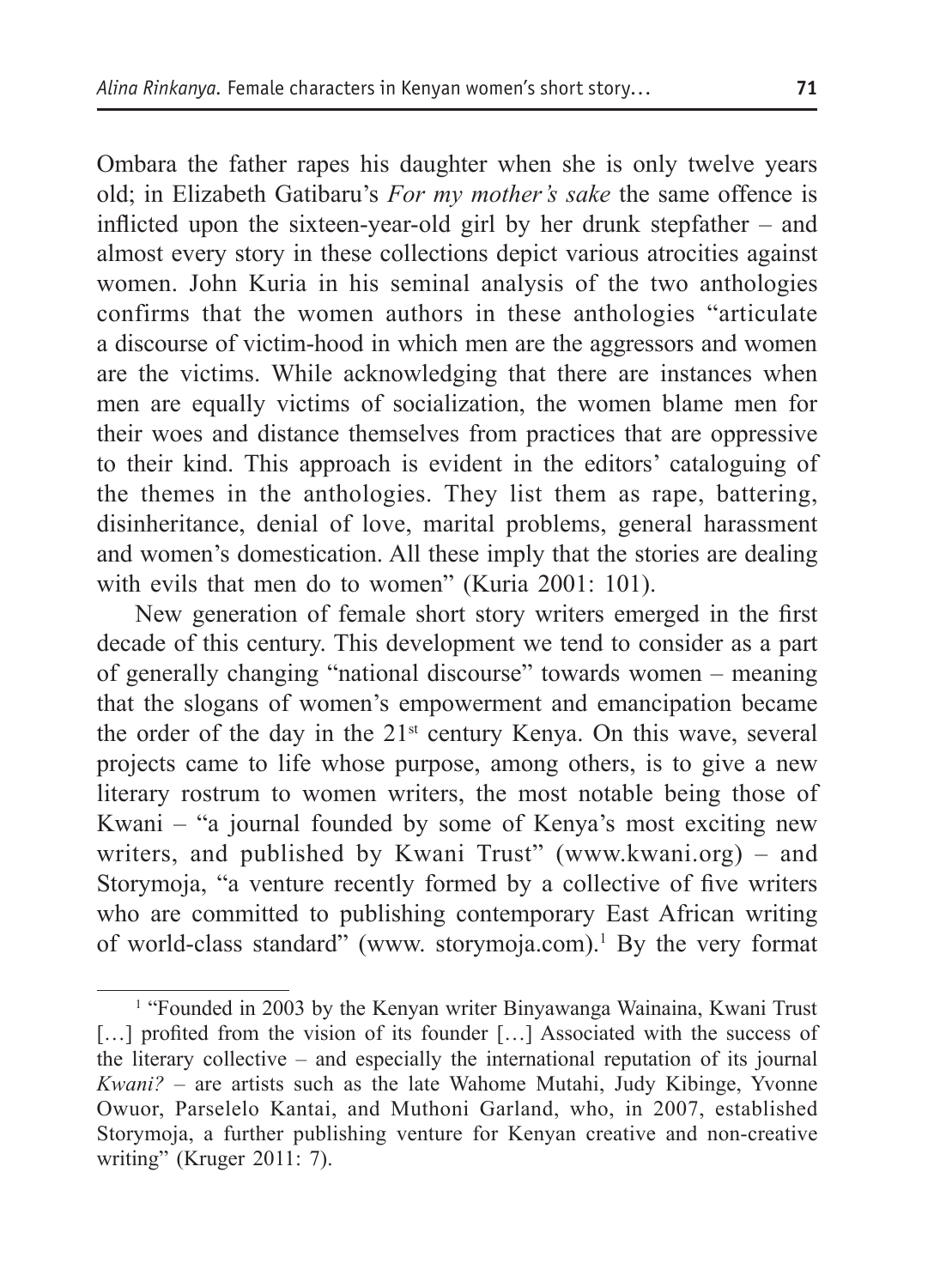Ombara the father rapes his daughter when she is only twelve years old; in Elizabeth Gatibaru's *For my mother's sake* the same offence is inflicted upon the sixteen-year-old girl by her drunk stepfather – and almost every story in these collections depict various atrocities against women. John Kuria in his seminal analysis of the two anthologies confirms that the women authors in these anthologies "articulate a discourse of victim-hood in which men are the aggressors and women are the victims. While acknowledging that there are instances when men are equally victims of socialization, the women blame men for their woes and distance themselves from practices that are oppressive to their kind. This approach is evident in the editors' cataloguing of the themes in the anthologies. They list them as rape, battering, disinheritance, denial of love, marital problems, general harassment and women's domestication. All these imply that the stories are dealing with evils that men do to women" (Kuria 2001: 101).

New generation of female short story writers emerged in the first decade of this century. This development we tend to consider as a part of generally changing "national discourse" towards women – meaning that the slogans of women's empowerment and emancipation became the order of the day in the 21st century Kenya. On this wave, several projects came to life whose purpose, among others, is to give a new literary rostrum to women writers, the most notable being those of Kwani – "a journal founded by some of Kenya's most exciting new writers, and published by Kwani Trust" (www.kwani.org) – and Storymoja, "a venture recently formed by a collective of five writers who are committed to publishing contemporary East African writing of world-class standard" (www. storymoja.com).[1] By the very format

[1] "Founded in 2003 by the Kenyan writer Binyawanga Wainaina, Kwani Trust […] profited from the vision of its founder […] Associated with the success of the literary collective – and especially the international reputation of its journal *Kwani?* – are artists such as the late Wahome Mutahi, Judy Kibinge, Yvonne Owuor, Parselelo Kantai, and Muthoni Garland, who, in 2007, established Storymoja, a further publishing venture for Kenyan creative and non-creative writing" (Kruger 2011: 7).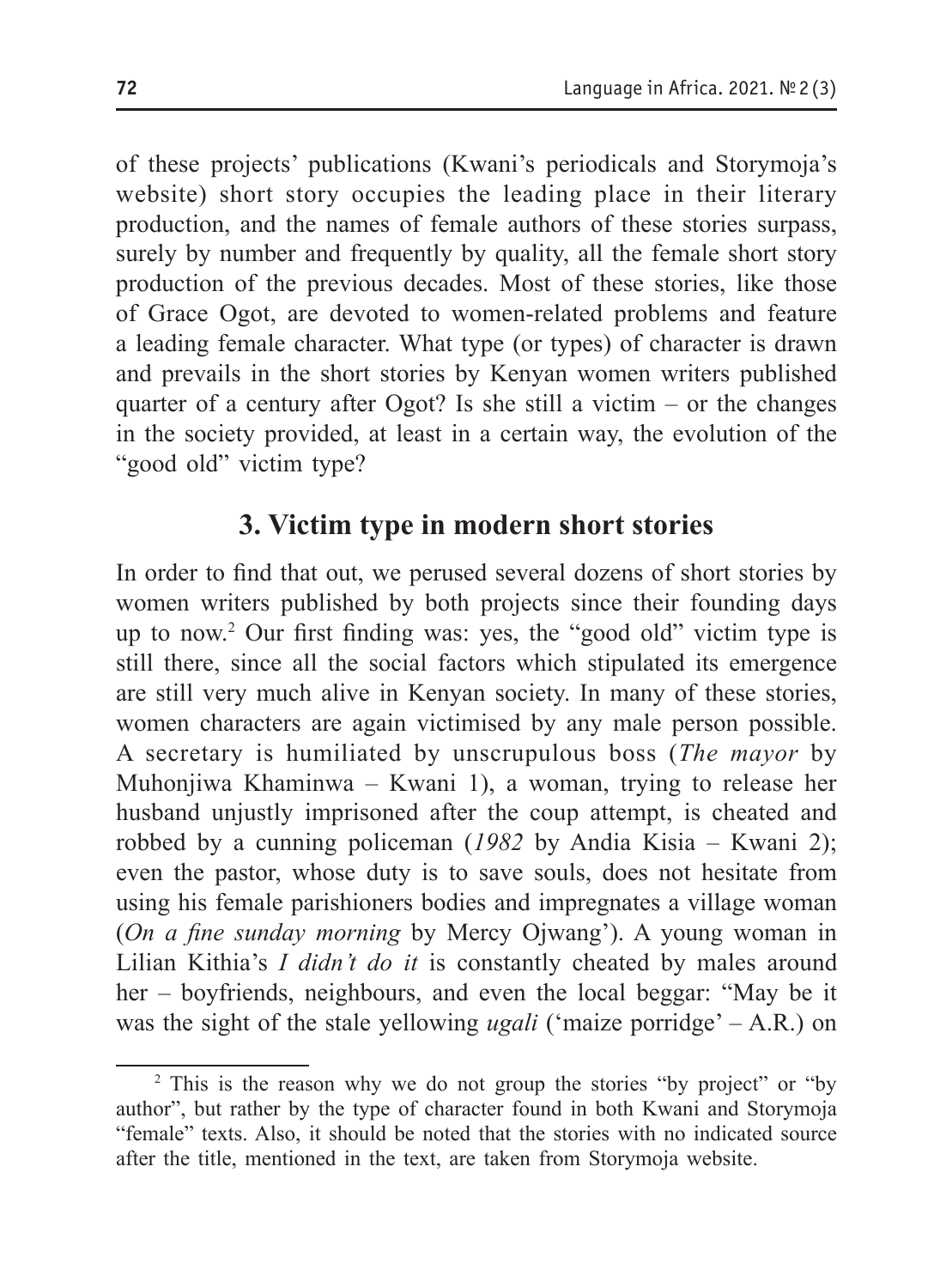of these projects' publications (Kwani's periodicals and Storymoja's website) short story occupies the leading place in their literary production, and the names of female authors of these stories surpass, surely by number and frequently by quality, all the female short story production of the previous decades. Most of these stories, like those of Grace Ogot, are devoted to women-related problems and feature a leading female character. What type (or types) of character is drawn and prevails in the short stories by Kenyan women writers published quarter of a century after Ogot? Is she still a victim – or the changes in the society provided, at least in a certain way, the evolution of the "good old" victim type?

## 3. Victim type in modern short stories

In order to find that out, we perused several dozens of short stories by women writers published by both projects since their founding days up to now.[2] Our first finding was: yes, the "good old" victim type is still there, since all the social factors which stipulated its emergence are still very much alive in Kenyan society. In many of these stories, women characters are again victimised by any male person possible. A secretary is humiliated by unscrupulous boss (*The mayor* by Muhonjiwa Khaminwa – Kwani 1), a woman, trying to release her husband unjustly imprisoned after the coup attempt, is cheated and robbed by a cunning policeman (*1982* by Andia Kisia – Kwani 2); even the pastor, whose duty is to save souls, does not hesitate from using his female parishioners bodies and impregnates a village woman (*On a fine sunday morning* by Mercy Ojwang'). A young woman in Lilian Kithia's *I didn't do it* is constantly cheated by males around her – boyfriends, neighbours, and even the local beggar: "May be it was the sight of the stale yellowing *ugali* ('maize porridge' – A.R.) on

[2] This is the reason why we do not group the stories "by project" or "by author", but rather by the type of character found in both Kwani and Storymoja "female" texts. Also, it should be noted that the stories with no indicated source after the title, mentioned in the text, are taken from Storymoja website.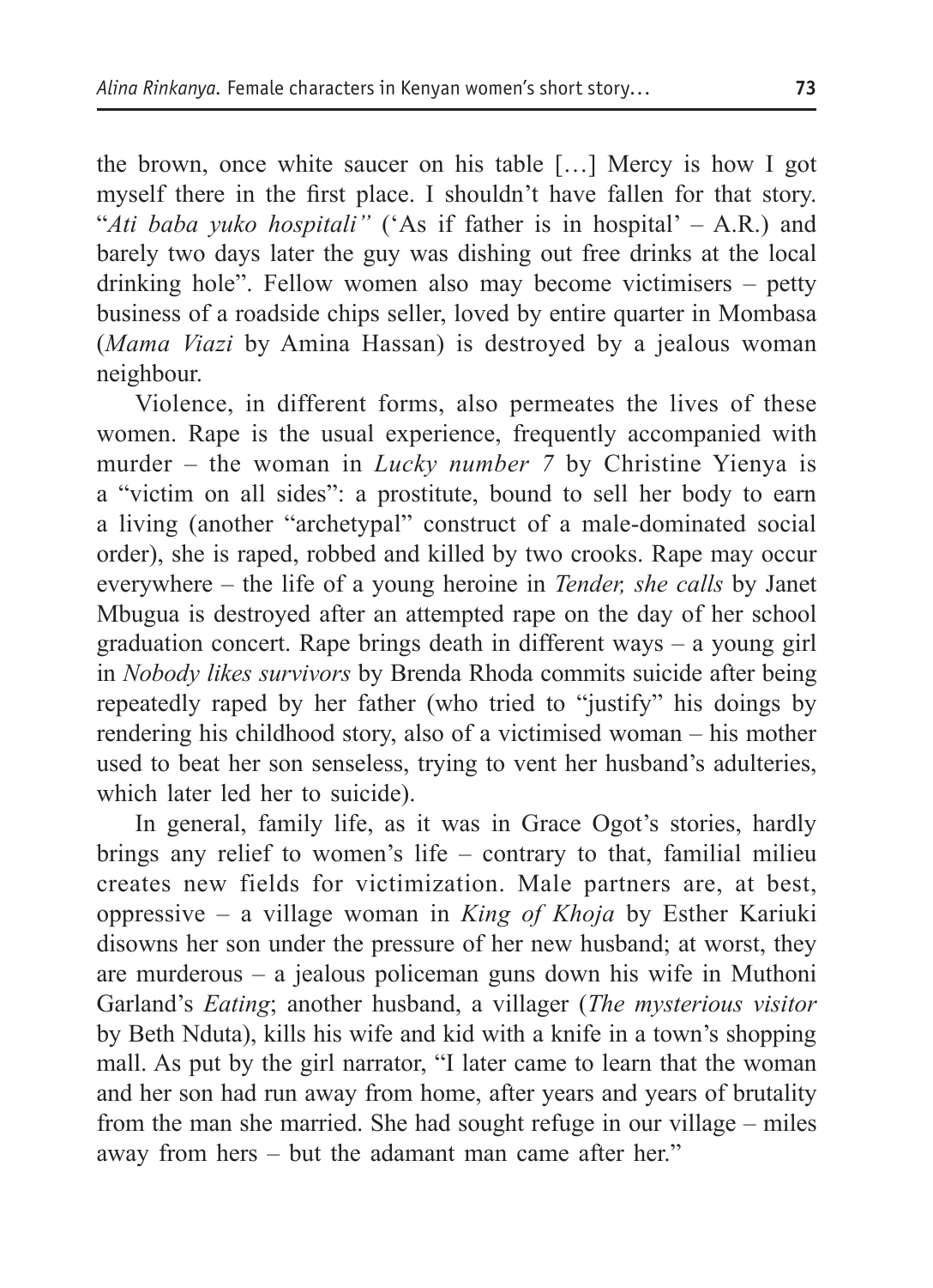the brown, once white saucer on his table […] Mercy is how I got myself there in the first place. I shouldn't have fallen for that story. "*Ati baba yuko hospitali"* ('As if father is in hospital' – A.R.) and barely two days later the guy was dishing out free drinks at the local drinking hole". Fellow women also may become victimisers – petty business of a roadside chips seller, loved by entire quarter in Mombasa (*Mama Viazi* by Amina Hassan) is destroyed by a jealous woman neighbour.

Violence, in different forms, also permeates the lives of these women. Rape is the usual experience, frequently accompanied with murder – the woman in *Lucky number 7* by Christine Yienya is a "victim on all sides": a prostitute, bound to sell her body to earn a living (another "archetypal" construct of a male-dominated social order), she is raped, robbed and killed by two crooks. Rape may occur everywhere – the life of a young heroine in *Tender, she calls* by Janet Mbugua is destroyed after an attempted rape on the day of her school graduation concert. Rape brings death in different ways – a young girl in *Nobody likes survivors* by Brenda Rhoda commits suicide after being repeatedly raped by her father (who tried to "justify" his doings by rendering his childhood story, also of a victimised woman – his mother used to beat her son senseless, trying to vent her husband's adulteries, which later led her to suicide).

In general, family life, as it was in Grace Ogot's stories, hardly brings any relief to women's life – contrary to that, familial milieu creates new fields for victimization. Male partners are, at best, oppressive – a village woman in *King of Khoja* by Esther Kariuki disowns her son under the pressure of her new husband; at worst, they are murderous – a jealous policeman guns down his wife in Muthoni Garland's *Eating*; another husband, a villager (*The mysterious visitor* by Beth Nduta), kills his wife and kid with a knife in a town's shopping mall. As put by the girl narrator, "I later came to learn that the woman and her son had run away from home, after years and years of brutality from the man she married. She had sought refuge in our village – miles away from hers – but the adamant man came after her."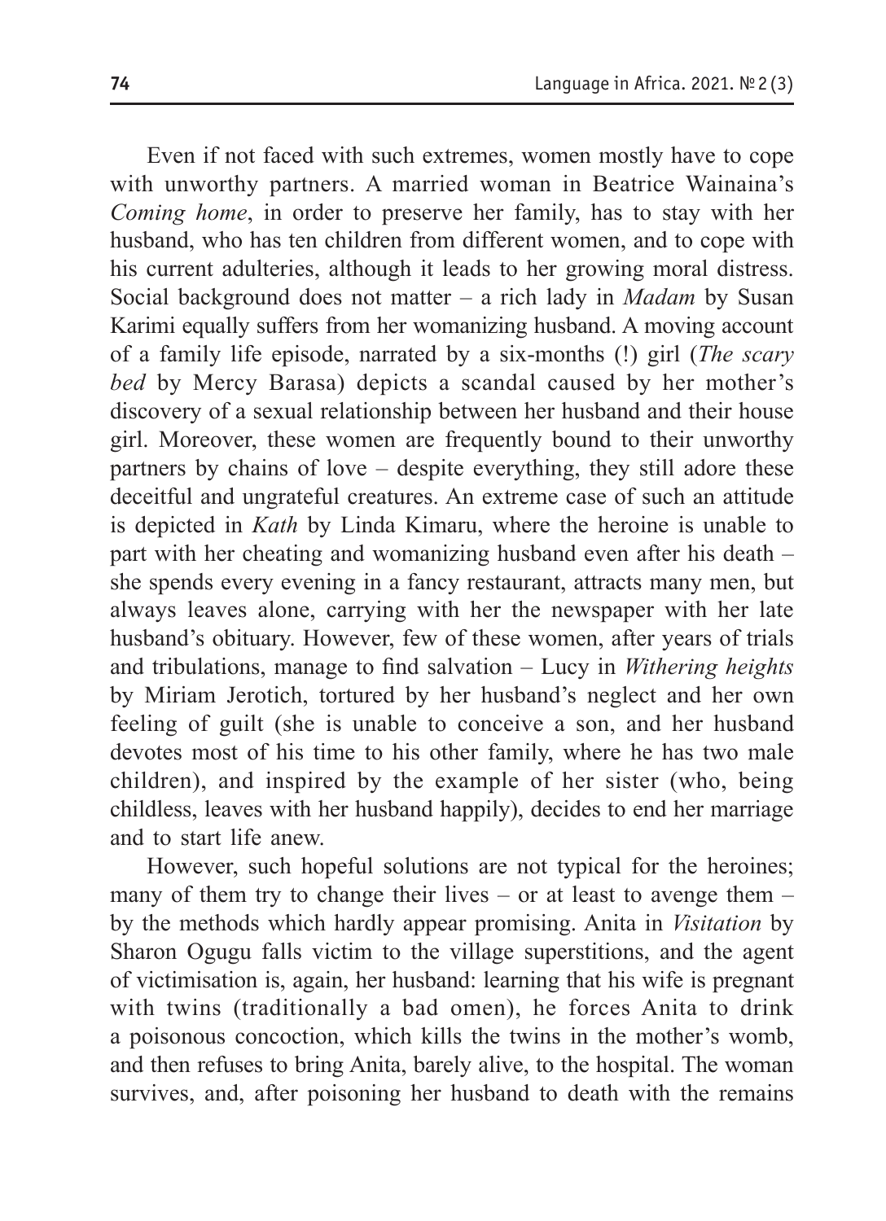Even if not faced with such extremes, women mostly have to cope with unworthy partners. A married woman in Beatrice Wainaina's *Coming home*, in order to preserve her family, has to stay with her husband, who has ten children from different women, and to cope with his current adulteries, although it leads to her growing moral distress. Social background does not matter – a rich lady in *Madam* by Susan Karimi equally suffers from her womanizing husband. A moving account of a family life episode, narrated by a six-months (!) girl (*The scary bed* by Mercy Barasa) depicts a scandal caused by her mother's discovery of a sexual relationship between her husband and their house girl. Moreover, these women are frequently bound to their unworthy partners by chains of love – despite everything, they still adore these deceitful and ungrateful creatures. An extreme case of such an attitude is depicted in *Kath* by Linda Kimaru, where the heroine is unable to part with her cheating and womanizing husband even after his death – she spends every evening in a fancy restaurant, attracts many men, but always leaves alone, carrying with her the newspaper with her late husband's obituary. However, few of these women, after years of trials and tribulations, manage to find salvation – Lucy in *Withering heights* by Miriam Jerotich, tortured by her husband's neglect and her own feeling of guilt (she is unable to conceive a son, and her husband devotes most of his time to his other family, where he has two male children), and inspired by the example of her sister (who, being childless, leaves with her husband happily), decides to end her marriage and to start life anew.

However, such hopeful solutions are not typical for the heroines; many of them try to change their lives – or at least to avenge them – by the methods which hardly appear promising. Anita in *Visitation* by Sharon Ogugu falls victim to the village superstitions, and the agent of victimisation is, again, her husband: learning that his wife is pregnant with twins (traditionally a bad omen), he forces Anita to drink a poisonous concoction, which kills the twins in the mother's womb, and then refuses to bring Anita, barely alive, to the hospital. The woman survives, and, after poisoning her husband to death with the remains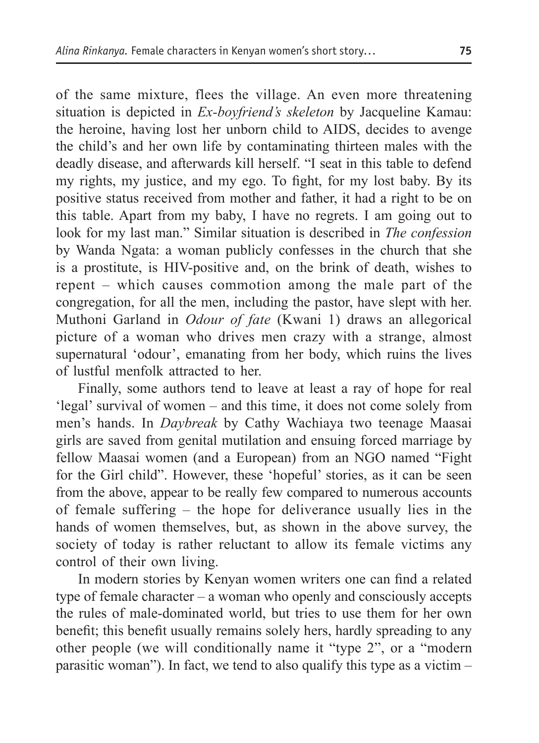of the same mixture, flees the village. An even more threatening situation is depicted in *Ex-boyfriend's skeleton* by Jacqueline Kamau: the heroine, having lost her unborn child to AIDS, decides to avenge the child's and her own life by contaminating thirteen males with the deadly disease, and afterwards kill herself. "I seat in this table to defend my rights, my justice, and my ego. To fight, for my lost baby. By its positive status received from mother and father, it had a right to be on this table. Apart from my baby, I have no regrets. I am going out to look for my last man." Similar situation is described in *The confession* by Wanda Ngata: a woman publicly confesses in the church that she is a prostitute, is HIV-positive and, on the brink of death, wishes to repent – which causes commotion among the male part of the congregation, for all the men, including the pastor, have slept with her. Muthoni Garland in *Odour of fate* (Kwani 1) draws an allegorical picture of a woman who drives men crazy with a strange, almost supernatural 'odour', emanating from her body, which ruins the lives of lustful menfolk attracted to her.

Finally, some authors tend to leave at least a ray of hope for real 'legal' survival of women – and this time, it does not come solely from men's hands. In *Daybreak* by Cathy Wachiaya two teenage Maasai girls are saved from genital mutilation and ensuing forced marriage by fellow Maasai women (and a European) from an NGO named "Fight for the Girl child". However, these 'hopeful' stories, as it can be seen from the above, appear to be really few compared to numerous accounts of female suffering – the hope for deliverance usually lies in the hands of women themselves, but, as shown in the above survey, the society of today is rather reluctant to allow its female victims any control of their own living.

In modern stories by Kenyan women writers one can find a related type of female character – a woman who openly and consciously accepts the rules of male-dominated world, but tries to use them for her own benefit; this benefit usually remains solely hers, hardly spreading to any other people (we will conditionally name it "type 2", or a "modern parasitic woman"). In fact, we tend to also qualify this type as a victim –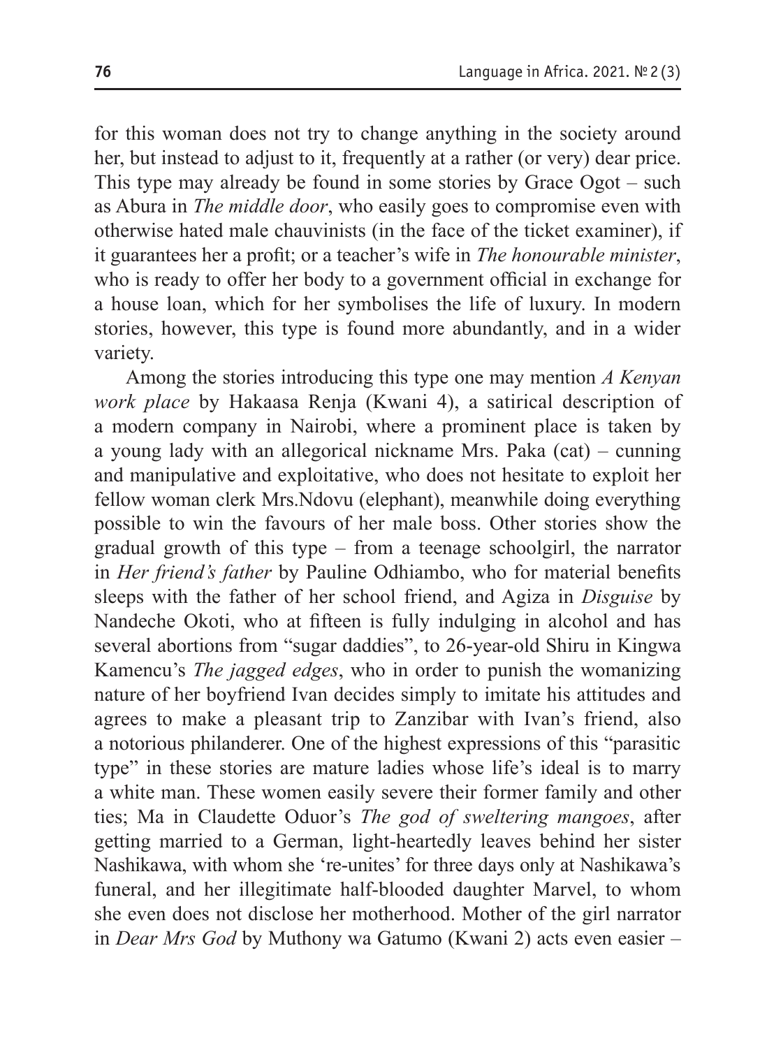for this woman does not try to change anything in the society around her, but instead to adjust to it, frequently at a rather (or very) dear price. This type may already be found in some stories by Grace Ogot – such as Abura in *The middle door*, who easily goes to compromise even with otherwise hated male chauvinists (in the face of the ticket examiner), if it guarantees her a profit; or a teacher's wife in *The honourable minister*, who is ready to offer her body to a government official in exchange for a house loan, which for her symbolises the life of luxury. In modern stories, however, this type is found more abundantly, and in a wider variety.

Among the stories introducing this type one may mention *A Kenyan work place* by Hakaasa Renja (Kwani 4), a satirical description of a modern company in Nairobi, where a prominent place is taken by a young lady with an allegorical nickname Mrs. Paka (cat) – cunning and manipulative and exploitative, who does not hesitate to exploit her fellow woman clerk Mrs.Ndovu (elephant), meanwhile doing everything possible to win the favours of her male boss. Other stories show the gradual growth of this type – from a teenage schoolgirl, the narrator in *Her friend's father* by Pauline Odhiambo, who for material benefits sleeps with the father of her school friend, and Agiza in *Disguise* by Nandeche Okoti, who at fifteen is fully indulging in alcohol and has several abortions from "sugar daddies", to 26-year-old Shiru in Kingwa Kamencu's *The jagged edges*, who in order to punish the womanizing nature of her boyfriend Ivan decides simply to imitate his attitudes and agrees to make a pleasant trip to Zanzibar with Ivan's friend, also a notorious philanderer. One of the highest expressions of this "parasitic type" in these stories are mature ladies whose life's ideal is to marry a white man. These women easily severe their former family and other ties; Ma in Claudette Oduor's *The god of sweltering mangoes*, after getting married to a German, light-heartedly leaves behind her sister Nashikawa, with whom she 're-unites' for three days only at Nashikawa's funeral, and her illegitimate half-blooded daughter Marvel, to whom she even does not disclose her motherhood. Mother of the girl narrator in *Dear Mrs God* by Muthony wa Gatumo (Kwani 2) acts even easier –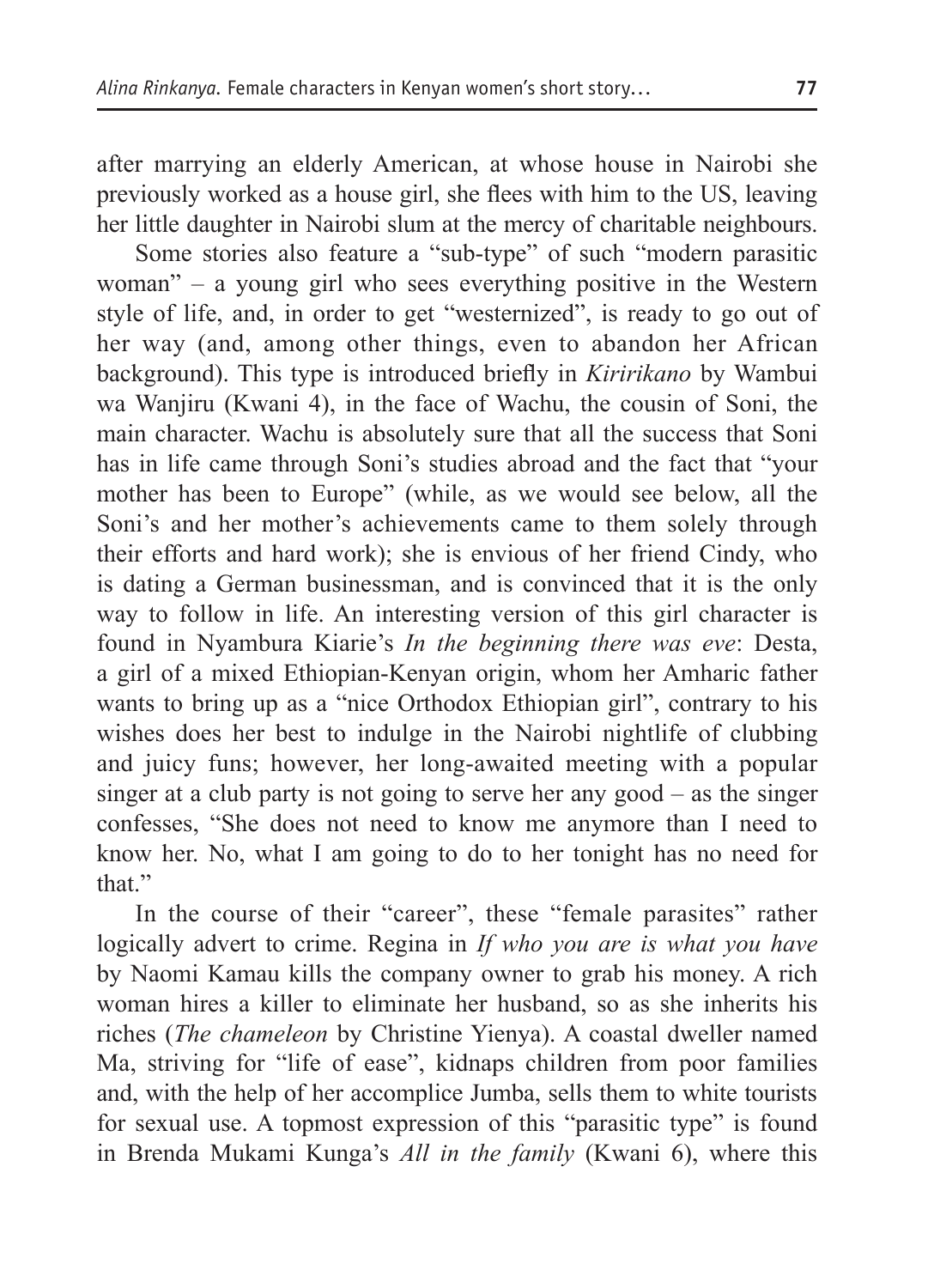after marrying an elderly American, at whose house in Nairobi she previously worked as a house girl, she flees with him to the US, leaving her little daughter in Nairobi slum at the mercy of charitable neighbours.

Some stories also feature a "sub-type" of such "modern parasitic woman" – a young girl who sees everything positive in the Western style of life, and, in order to get "westernized", is ready to go out of her way (and, among other things, even to abandon her African background). This type is introduced briefly in *Kiririkano* by Wambui wa Wanjiru (Kwani 4), in the face of Wachu, the cousin of Soni, the main character. Wachu is absolutely sure that all the success that Soni has in life came through Soni's studies abroad and the fact that "your mother has been to Europe" (while, as we would see below, all the Soni's and her mother's achievements came to them solely through their efforts and hard work); she is envious of her friend Cindy, who is dating a German businessman, and is convinced that it is the only way to follow in life. An interesting version of this girl character is found in Nyambura Kiarie's *In the beginning there was eve*: Desta, a girl of a mixed Ethiopian-Kenyan origin, whom her Amharic father wants to bring up as a "nice Orthodox Ethiopian girl", contrary to his wishes does her best to indulge in the Nairobi nightlife of clubbing and juicy funs; however, her long-awaited meeting with a popular singer at a club party is not going to serve her any good – as the singer confesses, "She does not need to know me anymore than I need to know her. No, what I am going to do to her tonight has no need for that."

In the course of their "career", these "female parasites" rather logically advert to crime. Regina in *If who you are is what you have* by Naomi Kamau kills the company owner to grab his money. A rich woman hires a killer to eliminate her husband, so as she inherits his riches (*The chameleon* by Christine Yienya). A coastal dweller named Ma, striving for "life of ease", kidnaps children from poor families and, with the help of her accomplice Jumba, sells them to white tourists for sexual use. A topmost expression of this "parasitic type" is found in Brenda Mukami Kunga's *All in the family* (Kwani 6), where this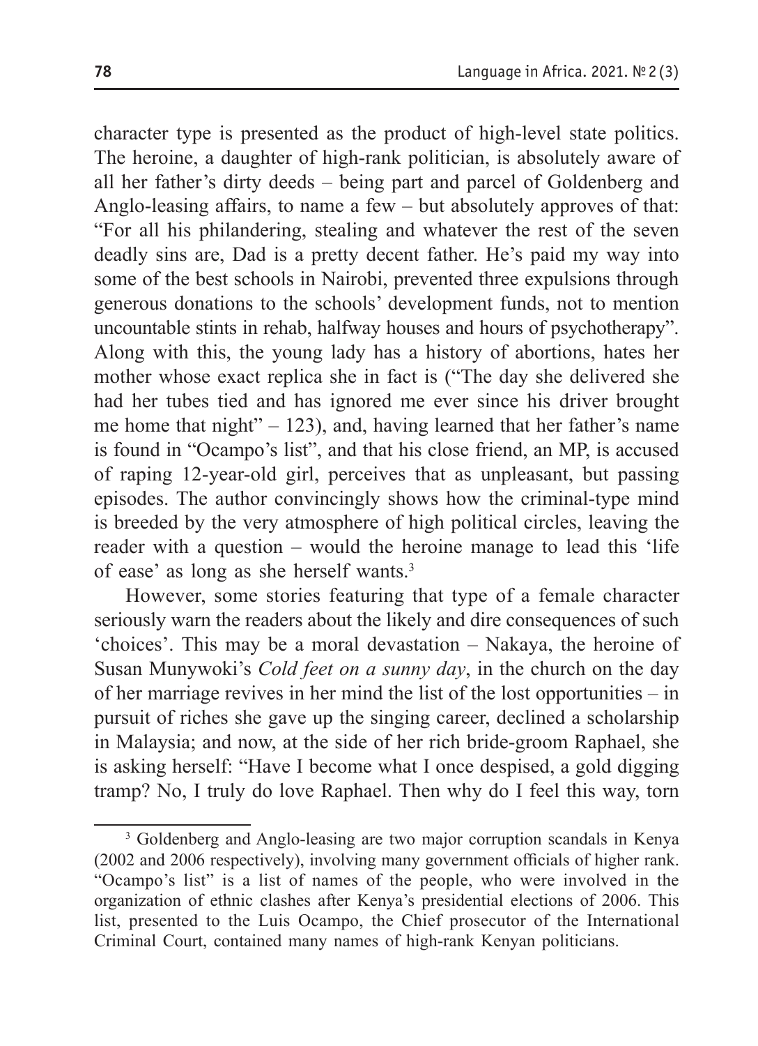character type is presented as the product of high-level state politics. The heroine, a daughter of high-rank politician, is absolutely aware of all her father's dirty deeds – being part and parcel of Goldenberg and Anglo-leasing affairs, to name a few – but absolutely approves of that: "For all his philandering, stealing and whatever the rest of the seven deadly sins are, Dad is a pretty decent father. He's paid my way into some of the best schools in Nairobi, prevented three expulsions through generous donations to the schools' development funds, not to mention uncountable stints in rehab, halfway houses and hours of psychotherapy". Along with this, the young lady has a history of abortions, hates her mother whose exact replica she in fact is ("The day she delivered she had her tubes tied and has ignored me ever since his driver brought me home that night" – 123), and, having learned that her father's name is found in "Ocampo's list", and that his close friend, an MP, is accused of raping 12-year-old girl, perceives that as unpleasant, but passing episodes. The author convincingly shows how the criminal-type mind is breeded by the very atmosphere of high political circles, leaving the reader with a question – would the heroine manage to lead this 'life of ease' as long as she herself wants.[3]

However, some stories featuring that type of a female character seriously warn the readers about the likely and dire consequences of such 'choices'. This may be a moral devastation – Nakaya, the heroine of Susan Munywoki's *Cold feet on a sunny day*, in the church on the day of her marriage revives in her mind the list of the lost opportunities – in pursuit of riches she gave up the singing career, declined a scholarship in Malaysia; and now, at the side of her rich bride-groom Raphael, she is asking herself: "Have I become what I once despised, a gold digging tramp? No, I truly do love Raphael. Then why do I feel this way, torn

---

[3] Goldenberg and Anglo-leasing are two major corruption scandals in Kenya (2002 and 2006 respectively), involving many government officials of higher rank. "Ocampo's list" is a list of names of the people, who were involved in the organization of ethnic clashes after Kenya's presidential elections of 2006. This list, presented to the Luis Ocampo, the Chief prosecutor of the International Criminal Court, contained many names of high-rank Kenyan politicians.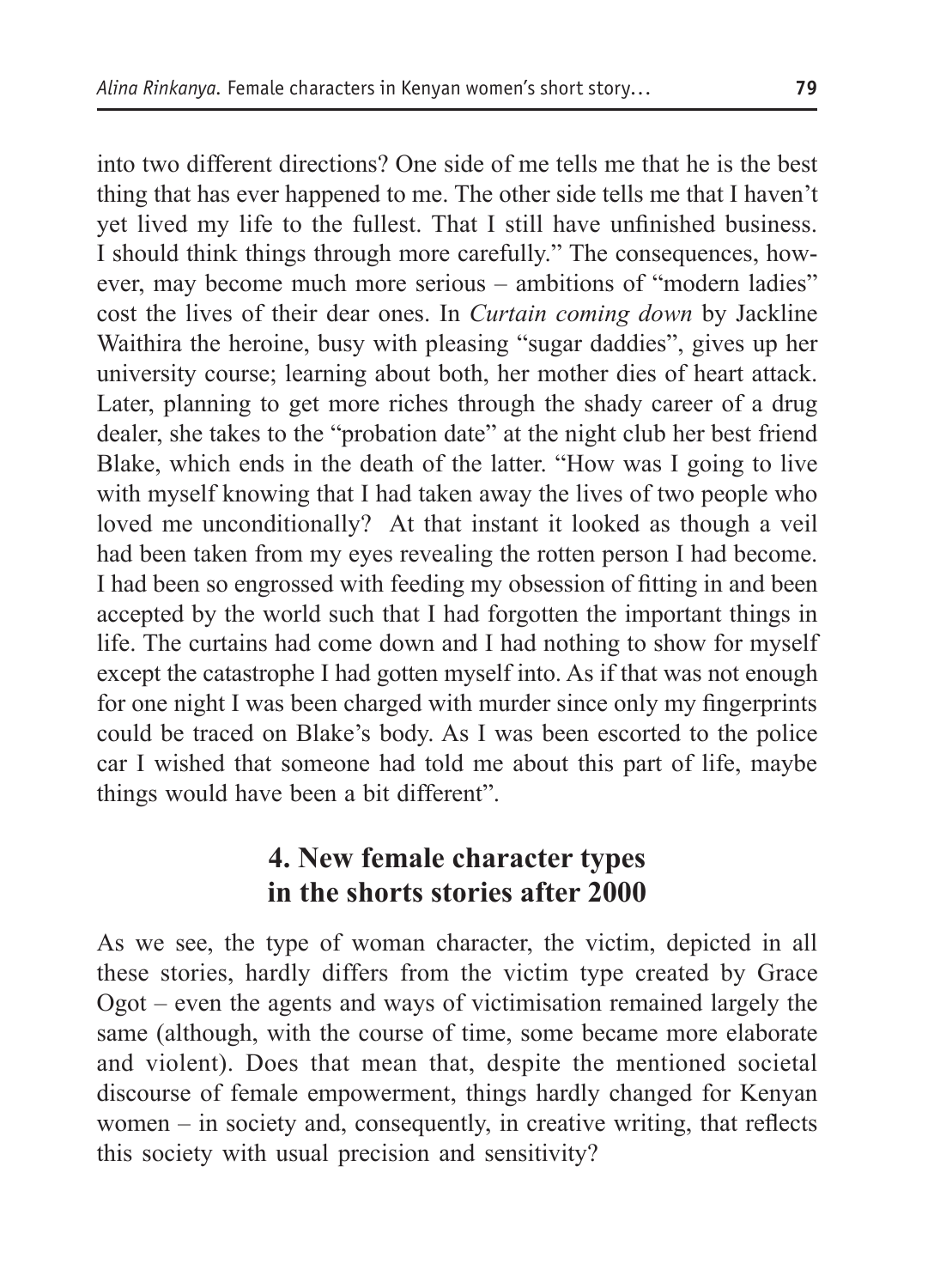into two different directions? One side of me tells me that he is the best thing that has ever happened to me. The other side tells me that I haven't yet lived my life to the fullest. That I still have unfinished business. I should think things through more carefully." The consequences, however, may become much more serious – ambitions of "modern ladies" cost the lives of their dear ones. In *Curtain coming down* by Jackline Waithira the heroine, busy with pleasing "sugar daddies", gives up her university course; learning about both, her mother dies of heart attack. Later, planning to get more riches through the shady career of a drug dealer, she takes to the "probation date" at the night club her best friend Blake, which ends in the death of the latter. "How was I going to live with myself knowing that I had taken away the lives of two people who loved me unconditionally? At that instant it looked as though a veil had been taken from my eyes revealing the rotten person I had become. I had been so engrossed with feeding my obsession of fitting in and been accepted by the world such that I had forgotten the important things in life. The curtains had come down and I had nothing to show for myself except the catastrophe I had gotten myself into. As if that was not enough for one night I was been charged with murder since only my fingerprints could be traced on Blake's body. As I was been escorted to the police car I wished that someone had told me about this part of life, maybe things would have been a bit different".

## 4. New female character types in the shorts stories after 2000

As we see, the type of woman character, the victim, depicted in all these stories, hardly differs from the victim type created by Grace Ogot – even the agents and ways of victimisation remained largely the same (although, with the course of time, some became more elaborate and violent). Does that mean that, despite the mentioned societal discourse of female empowerment, things hardly changed for Kenyan women – in society and, consequently, in creative writing, that reflects this society with usual precision and sensitivity?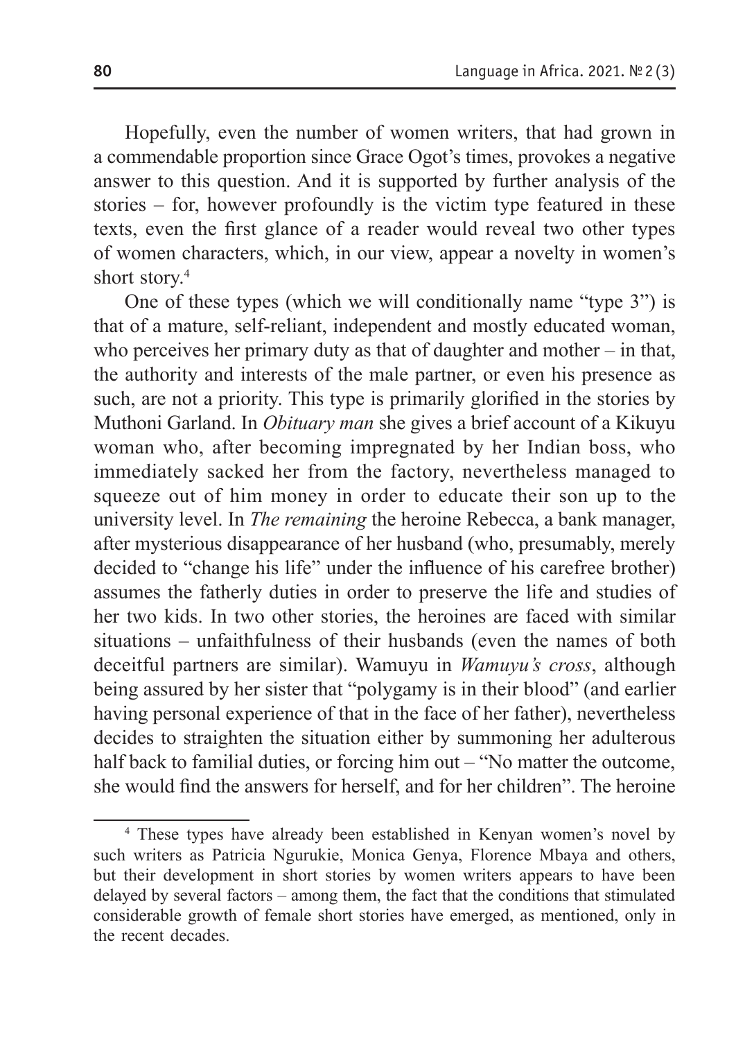Hopefully, even the number of women writers, that had grown in a commendable proportion since Grace Ogot's times, provokes a negative answer to this question. And it is supported by further analysis of the stories – for, however profoundly is the victim type featured in these texts, even the first glance of a reader would reveal two other types of women characters, which, in our view, appear a novelty in women's short story.[4]

One of these types (which we will conditionally name "type 3") is that of a mature, self-reliant, independent and mostly educated woman, who perceives her primary duty as that of daughter and mother – in that, the authority and interests of the male partner, or even his presence as such, are not a priority. This type is primarily glorified in the stories by Muthoni Garland. In *Obituary man* she gives a brief account of a Kikuyu woman who, after becoming impregnated by her Indian boss, who immediately sacked her from the factory, nevertheless managed to squeeze out of him money in order to educate their son up to the university level. In *The remaining* the heroine Rebecca, a bank manager, after mysterious disappearance of her husband (who, presumably, merely decided to "change his life" under the influence of his carefree brother) assumes the fatherly duties in order to preserve the life and studies of her two kids. In two other stories, the heroines are faced with similar situations – unfaithfulness of their husbands (even the names of both deceitful partners are similar). Wamuyu in *Wamuyu's cross*, although being assured by her sister that "polygamy is in their blood" (and earlier having personal experience of that in the face of her father), nevertheless decides to straighten the situation either by summoning her adulterous half back to familial duties, or forcing him out – "No matter the outcome, she would find the answers for herself, and for her children". The heroine

---

[4] These types have already been established in Kenyan women's novel by such writers as Patricia Ngurukie, Monica Genya, Florence Mbaya and others, but their development in short stories by women writers appears to have been delayed by several factors – among them, the fact that the conditions that stimulated considerable growth of female short stories have emerged, as mentioned, only in the recent decades.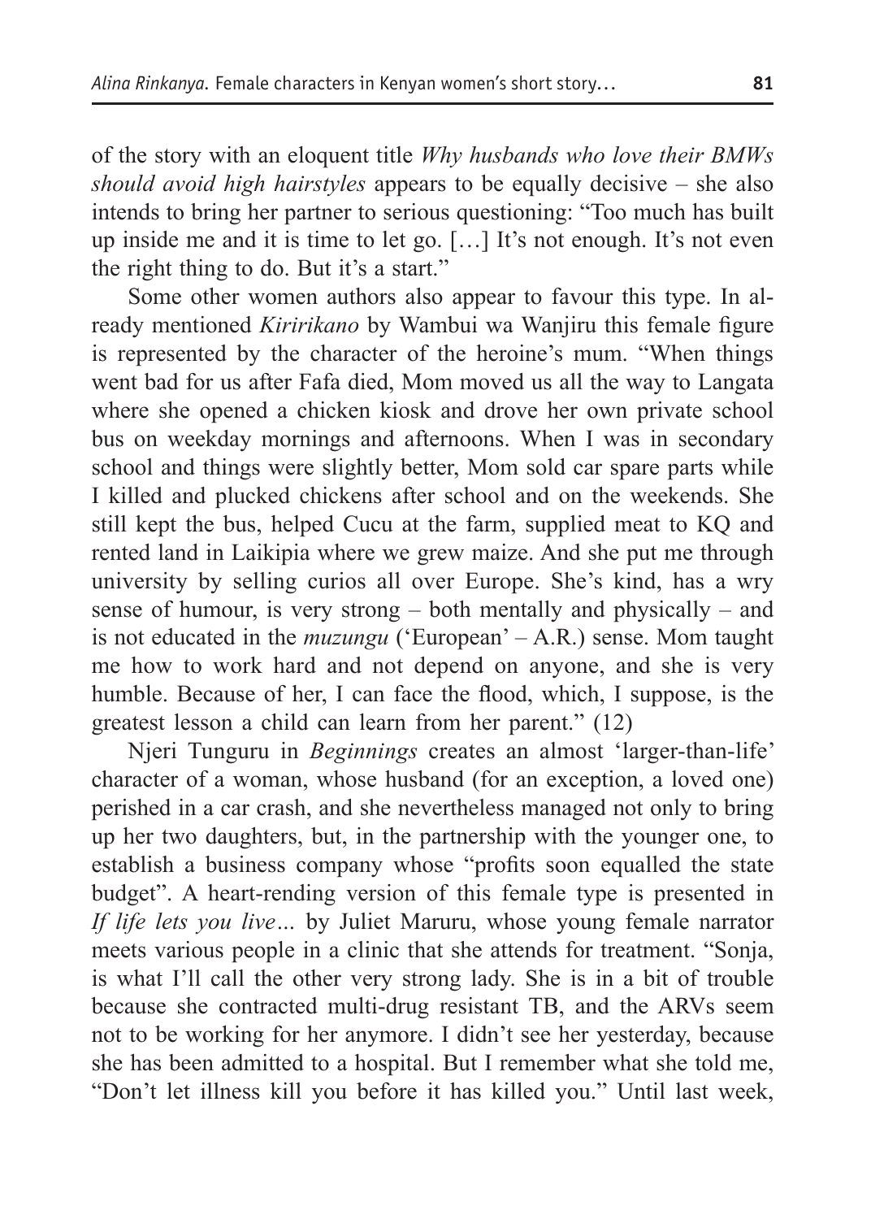of the story with an eloquent title *Why husbands who love their BMWs should avoid high hairstyles* appears to be equally decisive – she also intends to bring her partner to serious questioning: "Too much has built up inside me and it is time to let go. […] It's not enough. It's not even the right thing to do. But it's a start."

Some other women authors also appear to favour this type. In already mentioned *Kiririkano* by Wambui wa Wanjiru this female figure is represented by the character of the heroine's mum. "When things went bad for us after Fafa died, Mom moved us all the way to Langata where she opened a chicken kiosk and drove her own private school bus on weekday mornings and afternoons. When I was in secondary school and things were slightly better, Mom sold car spare parts while I killed and plucked chickens after school and on the weekends. She still kept the bus, helped Cucu at the farm, supplied meat to KQ and rented land in Laikipia where we grew maize. And she put me through university by selling curios all over Europe. She's kind, has a wry sense of humour, is very strong – both mentally and physically – and is not educated in the *muzungu* ('European' – A.R.) sense. Mom taught me how to work hard and not depend on anyone, and she is very humble. Because of her, I can face the flood, which, I suppose, is the greatest lesson a child can learn from her parent." (12)

Njeri Tunguru in *Beginnings* creates an almost 'larger-than-life' character of a woman, whose husband (for an exception, a loved one) perished in a car crash, and she nevertheless managed not only to bring up her two daughters, but, in the partnership with the younger one, to establish a business company whose "profits soon equalled the state budget". A heart-rending version of this female type is presented in *If life lets you live…* by Juliet Maruru, whose young female narrator meets various people in a clinic that she attends for treatment. "Sonja, is what I'll call the other very strong lady. She is in a bit of trouble because she contracted multi-drug resistant TB, and the ARVs seem not to be working for her anymore. I didn't see her yesterday, because she has been admitted to a hospital. But I remember what she told me, "Don't let illness kill you before it has killed you." Until last week,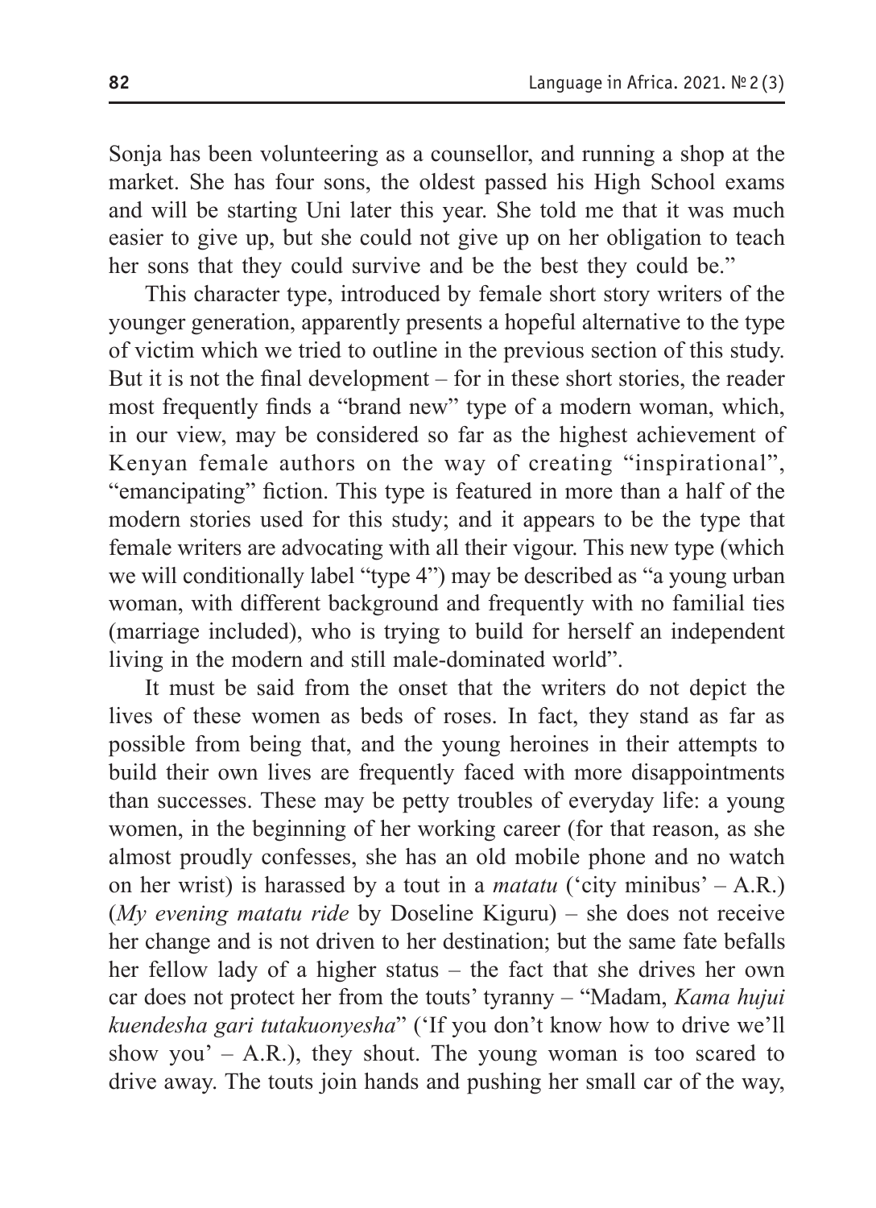Sonja has been volunteering as a counsellor, and running a shop at the market. She has four sons, the oldest passed his High School exams and will be starting Uni later this year. She told me that it was much easier to give up, but she could not give up on her obligation to teach her sons that they could survive and be the best they could be."

This character type, introduced by female short story writers of the younger generation, apparently presents a hopeful alternative to the type of victim which we tried to outline in the previous section of this study. But it is not the final development – for in these short stories, the reader most frequently finds a "brand new" type of a modern woman, which, in our view, may be considered so far as the highest achievement of Kenyan female authors on the way of creating "inspirational", "emancipating" fiction. This type is featured in more than a half of the modern stories used for this study; and it appears to be the type that female writers are advocating with all their vigour. This new type (which we will conditionally label "type 4") may be described as "a young urban woman, with different background and frequently with no familial ties (marriage included), who is trying to build for herself an independent living in the modern and still male-dominated world".

It must be said from the onset that the writers do not depict the lives of these women as beds of roses. In fact, they stand as far as possible from being that, and the young heroines in their attempts to build their own lives are frequently faced with more disappointments than successes. These may be petty troubles of everyday life: a young women, in the beginning of her working career (for that reason, as she almost proudly confesses, she has an old mobile phone and no watch on her wrist) is harassed by a tout in a *matatu* ('city minibus' – A.R.) (*My evening matatu ride* by Doseline Kiguru) – she does not receive her change and is not driven to her destination; but the same fate befalls her fellow lady of a higher status – the fact that she drives her own car does not protect her from the touts' tyranny – "Madam, *Kama hujui kuendesha gari tutakuonyesha*" ('If you don't know how to drive we'll show you' – A.R.), they shout. The young woman is too scared to drive away. The touts join hands and pushing her small car of the way,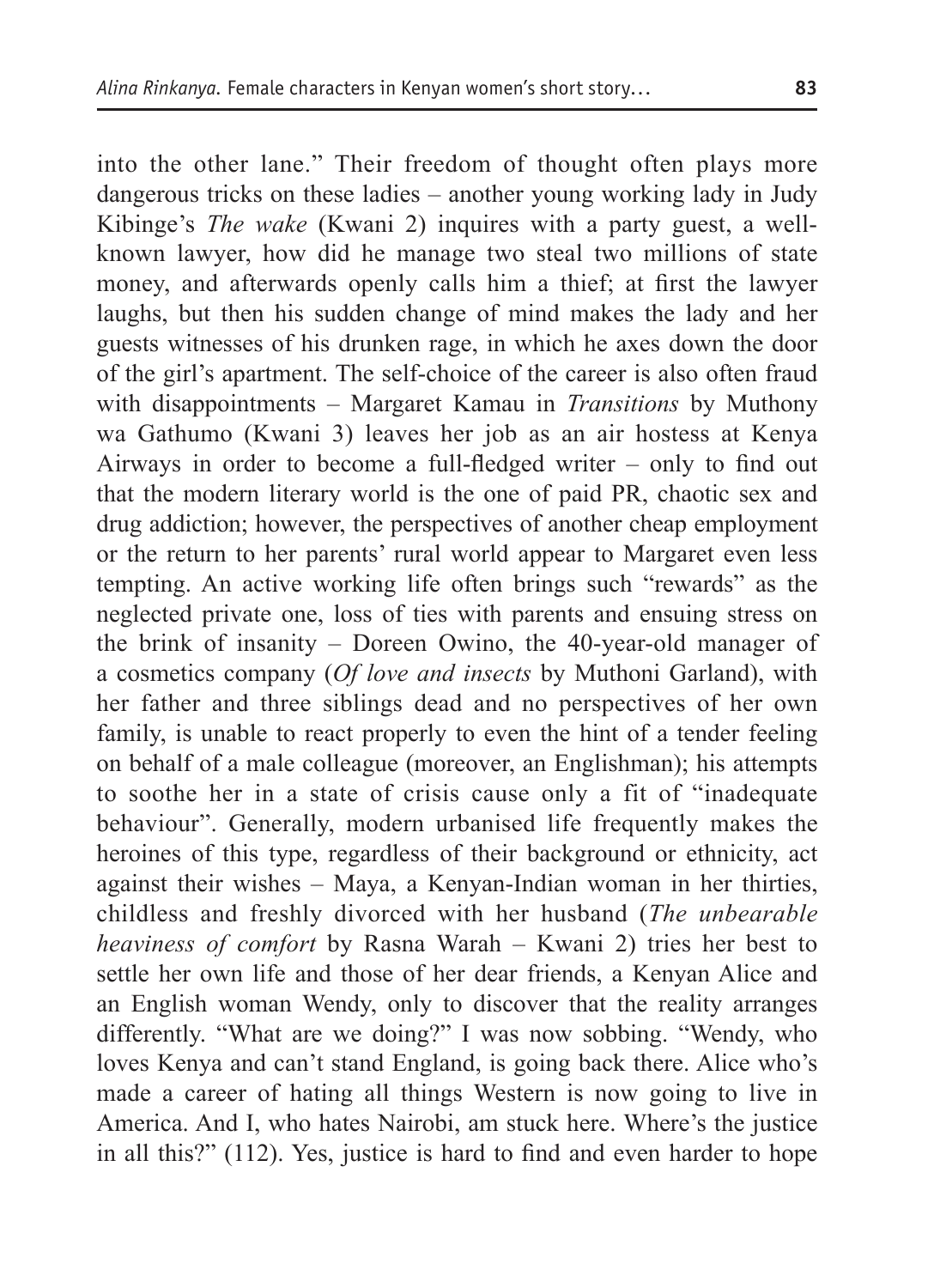into the other lane." Their freedom of thought often plays more dangerous tricks on these ladies – another young working lady in Judy Kibinge's *The wake* (Kwani 2) inquires with a party guest, a well-known lawyer, how did he manage two steal two millions of state money, and afterwards openly calls him a thief; at first the lawyer laughs, but then his sudden change of mind makes the lady and her guests witnesses of his drunken rage, in which he axes down the door of the girl's apartment. The self-choice of the career is also often fraud with disappointments – Margaret Kamau in *Transitions* by Muthony wa Gathumo (Kwani 3) leaves her job as an air hostess at Kenya Airways in order to become a full-fledged writer – only to find out that the modern literary world is the one of paid PR, chaotic sex and drug addiction; however, the perspectives of another cheap employment or the return to her parents' rural world appear to Margaret even less tempting. An active working life often brings such "rewards" as the neglected private one, loss of ties with parents and ensuing stress on the brink of insanity – Doreen Owino, the 40-year-old manager of a cosmetics company (*Of love and insects* by Muthoni Garland), with her father and three siblings dead and no perspectives of her own family, is unable to react properly to even the hint of a tender feeling on behalf of a male colleague (moreover, an Englishman); his attempts to soothe her in a state of crisis cause only a fit of "inadequate behaviour". Generally, modern urbanised life frequently makes the heroines of this type, regardless of their background or ethnicity, act against their wishes – Maya, a Kenyan-Indian woman in her thirties, childless and freshly divorced with her husband (*The unbearable heaviness of comfort* by Rasna Warah – Kwani 2) tries her best to settle her own life and those of her dear friends, a Kenyan Alice and an English woman Wendy, only to discover that the reality arranges differently. "What are we doing?" I was now sobbing. "Wendy, who loves Kenya and can't stand England, is going back there. Alice who's made a career of hating all things Western is now going to live in America. And I, who hates Nairobi, am stuck here. Where's the justice in all this?" (112). Yes, justice is hard to find and even harder to hope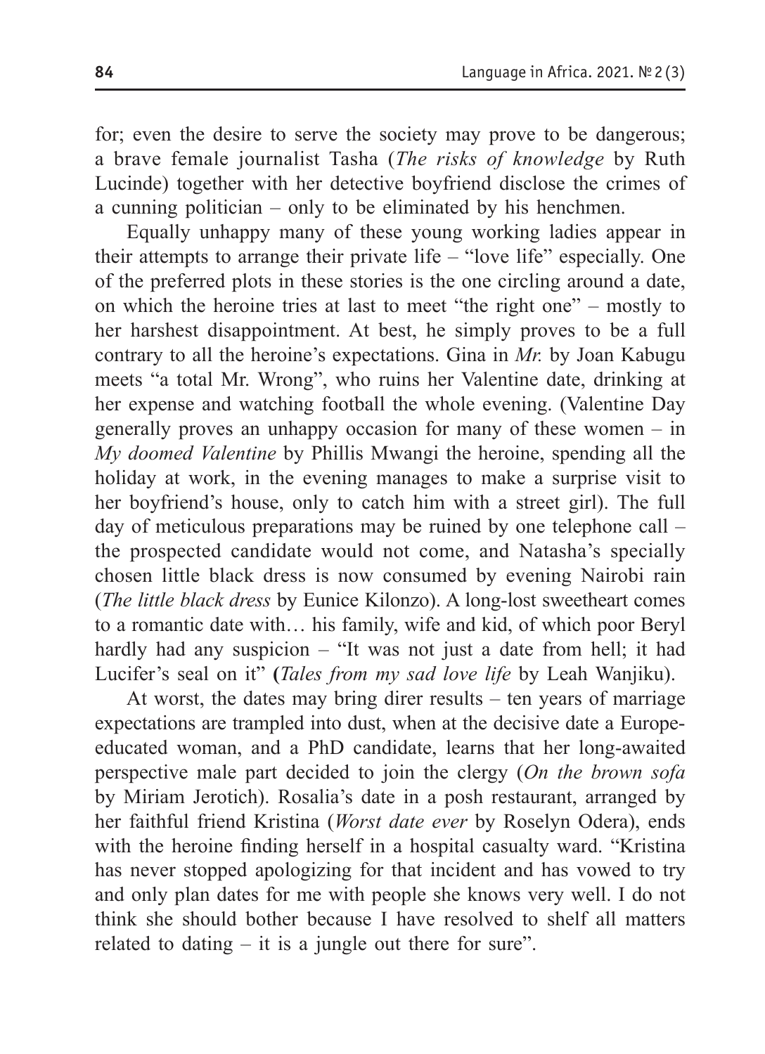for; even the desire to serve the society may prove to be dangerous; a brave female journalist Tasha (*The risks of knowledge* by Ruth Lucinde) together with her detective boyfriend disclose the crimes of a cunning politician – only to be eliminated by his henchmen.

Equally unhappy many of these young working ladies appear in their attempts to arrange their private life – "love life" especially. One of the preferred plots in these stories is the one circling around a date, on which the heroine tries at last to meet "the right one" – mostly to her harshest disappointment. At best, he simply proves to be a full contrary to all the heroine's expectations. Gina in *Mr.* by Joan Kabugu meets "a total Mr. Wrong", who ruins her Valentine date, drinking at her expense and watching football the whole evening. (Valentine Day generally proves an unhappy occasion for many of these women – in *My doomed Valentine* by Phillis Mwangi the heroine, spending all the holiday at work, in the evening manages to make a surprise visit to her boyfriend's house, only to catch him with a street girl). The full day of meticulous preparations may be ruined by one telephone call – the prospected candidate would not come, and Natasha's specially chosen little black dress is now consumed by evening Nairobi rain (*The little black dress* by Eunice Kilonzo). A long-lost sweetheart comes to a romantic date with… his family, wife and kid, of which poor Beryl hardly had any suspicion – "It was not just a date from hell; it had Lucifer's seal on it" (*Tales from my sad love life* by Leah Wanjiku).

At worst, the dates may bring direr results – ten years of marriage expectations are trampled into dust, when at the decisive date a Europe-educated woman, and a PhD candidate, learns that her long-awaited perspective male part decided to join the clergy (*On the brown sofa* by Miriam Jerotich). Rosalia's date in a posh restaurant, arranged by her faithful friend Kristina (*Worst date ever* by Roselyn Odera), ends with the heroine finding herself in a hospital casualty ward. "Kristina has never stopped apologizing for that incident and has vowed to try and only plan dates for me with people she knows very well. I do not think she should bother because I have resolved to shelf all matters related to dating – it is a jungle out there for sure".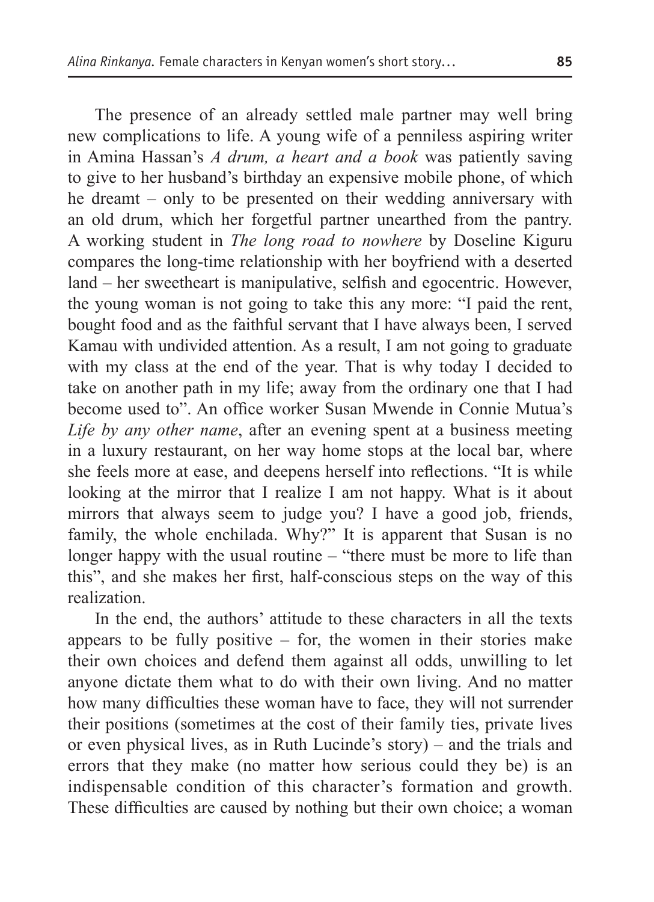The presence of an already settled male partner may well bring new complications to life. A young wife of a penniless aspiring writer in Amina Hassan's *A drum, a heart and a book* was patiently saving to give to her husband's birthday an expensive mobile phone, of which he dreamt – only to be presented on their wedding anniversary with an old drum, which her forgetful partner unearthed from the pantry. A working student in *The long road to nowhere* by Doseline Kiguru compares the long-time relationship with her boyfriend with a deserted land – her sweetheart is manipulative, selfish and egocentric. However, the young woman is not going to take this any more: "I paid the rent, bought food and as the faithful servant that I have always been, I served Kamau with undivided attention. As a result, I am not going to graduate with my class at the end of the year. That is why today I decided to take on another path in my life; away from the ordinary one that I had become used to". An office worker Susan Mwende in Connie Mutua's *Life by any other name*, after an evening spent at a business meeting in a luxury restaurant, on her way home stops at the local bar, where she feels more at ease, and deepens herself into reflections. "It is while looking at the mirror that I realize I am not happy. What is it about mirrors that always seem to judge you? I have a good job, friends, family, the whole enchilada. Why?" It is apparent that Susan is no longer happy with the usual routine – "there must be more to life than this", and she makes her first, half-conscious steps on the way of this realization.

In the end, the authors' attitude to these characters in all the texts appears to be fully positive – for, the women in their stories make their own choices and defend them against all odds, unwilling to let anyone dictate them what to do with their own living. And no matter how many difficulties these woman have to face, they will not surrender their positions (sometimes at the cost of their family ties, private lives or even physical lives, as in Ruth Lucinde's story) – and the trials and errors that they make (no matter how serious could they be) is an indispensable condition of this character's formation and growth. These difficulties are caused by nothing but their own choice; a woman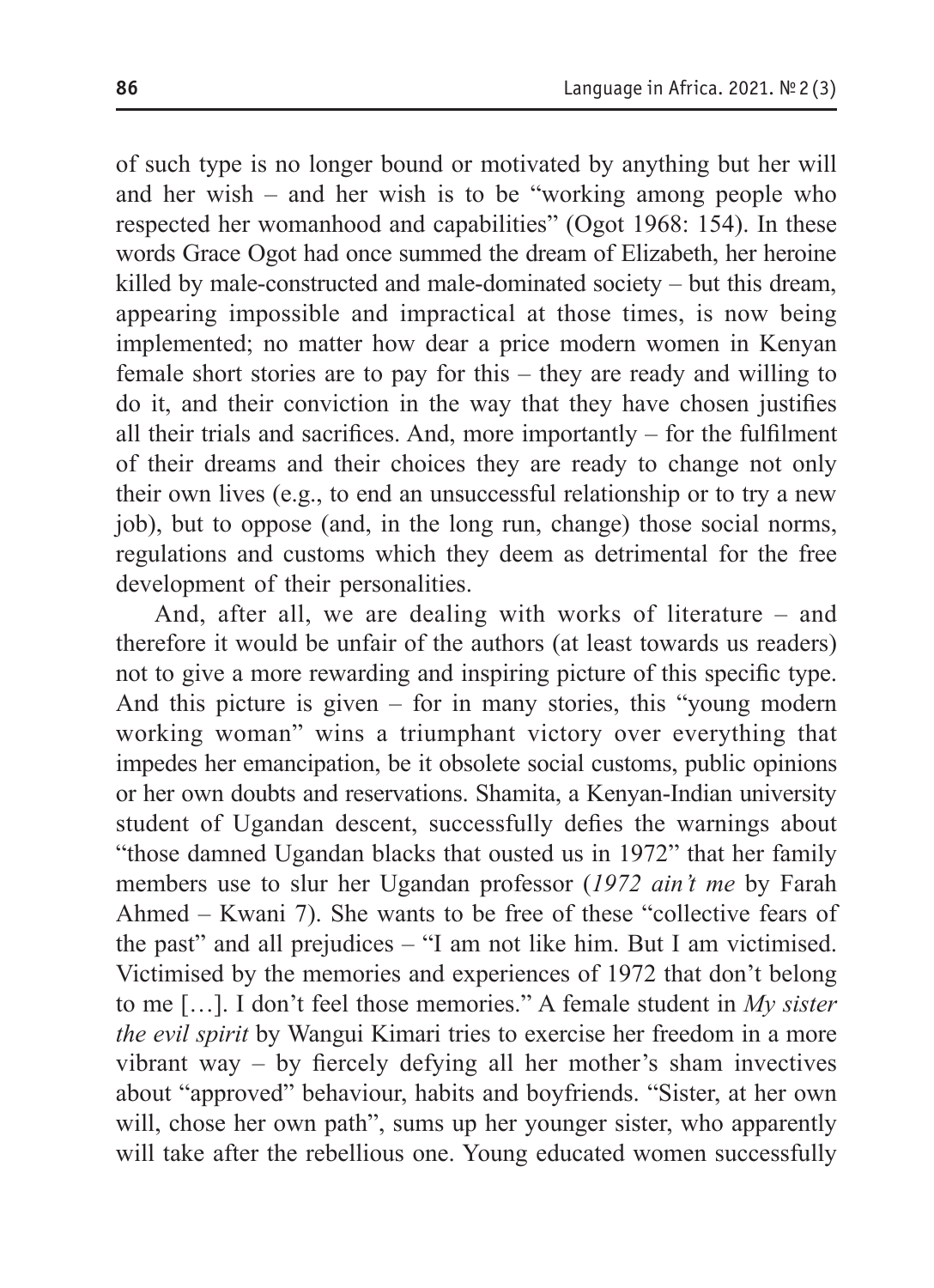of such type is no longer bound or motivated by anything but her will and her wish – and her wish is to be "working among people who respected her womanhood and capabilities" (Ogot 1968: 154). In these words Grace Ogot had once summed the dream of Elizabeth, her heroine killed by male-constructed and male-dominated society – but this dream, appearing impossible and impractical at those times, is now being implemented; no matter how dear a price modern women in Kenyan female short stories are to pay for this – they are ready and willing to do it, and their conviction in the way that they have chosen justifies all their trials and sacrifices. And, more importantly – for the fulfilment of their dreams and their choices they are ready to change not only their own lives (e.g., to end an unsuccessful relationship or to try a new job), but to oppose (and, in the long run, change) those social norms, regulations and customs which they deem as detrimental for the free development of their personalities.

And, after all, we are dealing with works of literature – and therefore it would be unfair of the authors (at least towards us readers) not to give a more rewarding and inspiring picture of this specific type. And this picture is given – for in many stories, this "young modern working woman" wins a triumphant victory over everything that impedes her emancipation, be it obsolete social customs, public opinions or her own doubts and reservations. Shamita, a Kenyan-Indian university student of Ugandan descent, successfully defies the warnings about "those damned Ugandan blacks that ousted us in 1972" that her family members use to slur her Ugandan professor (*1972 ain't me* by Farah Ahmed – Kwani 7). She wants to be free of these "collective fears of the past" and all prejudices – "I am not like him. But I am victimised. Victimised by the memories and experiences of 1972 that don't belong to me […]. I don't feel those memories." A female student in *My sister the evil spirit* by Wangui Kimari tries to exercise her freedom in a more vibrant way – by fiercely defying all her mother's sham invectives about "approved" behaviour, habits and boyfriends. "Sister, at her own will, chose her own path", sums up her younger sister, who apparently will take after the rebellious one. Young educated women successfully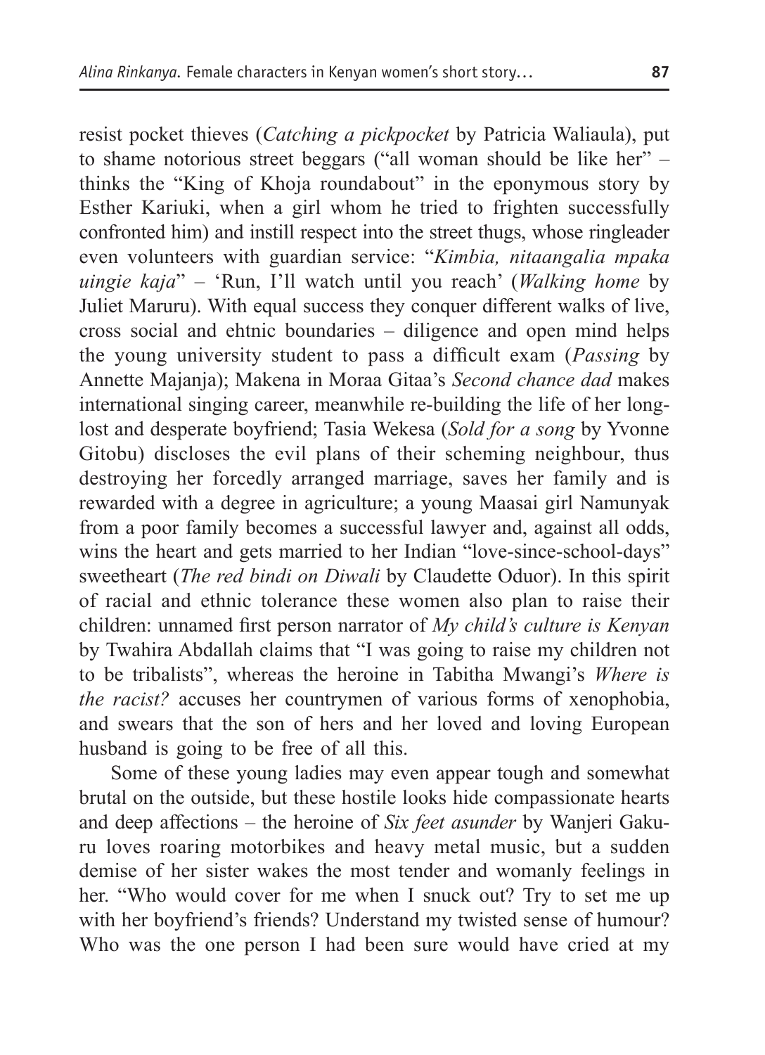resist pocket thieves (*Catching a pickpocket* by Patricia Waliaula), put to shame notorious street beggars ("all woman should be like her" – thinks the "King of Khoja roundabout" in the eponymous story by Esther Kariuki, when a girl whom he tried to frighten successfully confronted him) and instill respect into the street thugs, whose ringleader even volunteers with guardian service: "*Kimbia, nitaangalia mpaka uingie kaja*" – 'Run, I'll watch until you reach' (*Walking home* by Juliet Maruru). With equal success they conquer different walks of live, cross social and ehtnic boundaries – diligence and open mind helps the young university student to pass a difficult exam (*Passing* by Annette Majanja); Makena in Moraa Gitaa's *Second chance dad* makes international singing career, meanwhile re-building the life of her long-lost and desperate boyfriend; Tasia Wekesa (*Sold for a song* by Yvonne Gitobu) discloses the evil plans of their scheming neighbour, thus destroying her forcedly arranged marriage, saves her family and is rewarded with a degree in agriculture; a young Maasai girl Namunyak from a poor family becomes a successful lawyer and, against all odds, wins the heart and gets married to her Indian "love-since-school-days" sweetheart (*The red bindi on Diwali* by Claudette Oduor). In this spirit of racial and ethnic tolerance these women also plan to raise their children: unnamed first person narrator of *My child's culture is Kenyan* by Twahira Abdallah claims that "I was going to raise my children not to be tribalists", whereas the heroine in Tabitha Mwangi's *Where is the racist?* accuses her countrymen of various forms of xenophobia, and swears that the son of hers and her loved and loving European husband is going to be free of all this.

Some of these young ladies may even appear tough and somewhat brutal on the outside, but these hostile looks hide compassionate hearts and deep affections – the heroine of *Six feet asunder* by Wanjeri Gakuru loves roaring motorbikes and heavy metal music, but a sudden demise of her sister wakes the most tender and womanly feelings in her. "Who would cover for me when I snuck out? Try to set me up with her boyfriend's friends? Understand my twisted sense of humour? Who was the one person I had been sure would have cried at my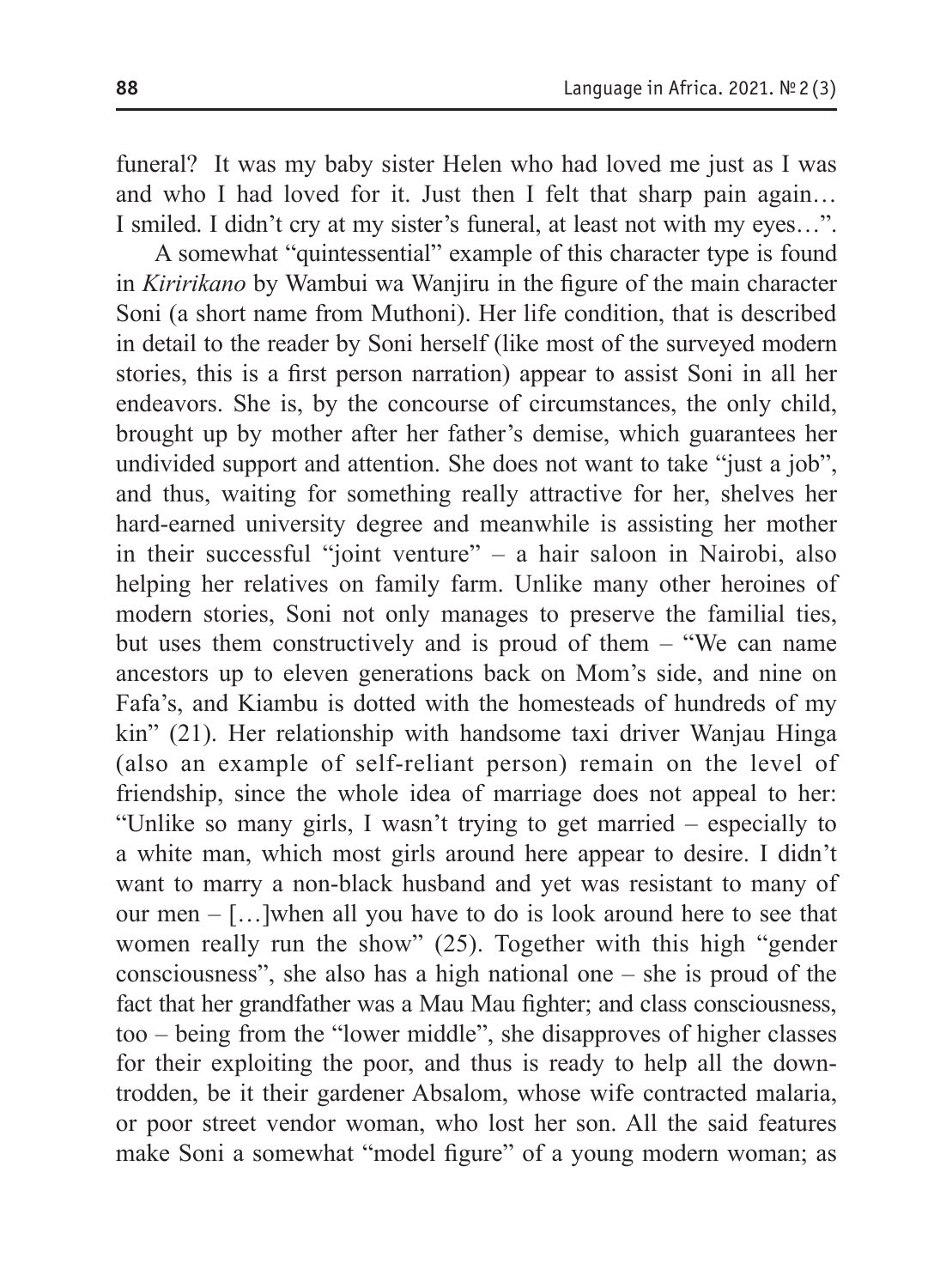funeral? It was my baby sister Helen who had loved me just as I was and who I had loved for it. Just then I felt that sharp pain again… I smiled. I didn't cry at my sister's funeral, at least not with my eyes…".

A somewhat "quintessential" example of this character type is found in *Kiririkano* by Wambui wa Wanjiru in the figure of the main character Soni (a short name from Muthoni). Her life condition, that is described in detail to the reader by Soni herself (like most of the surveyed modern stories, this is a first person narration) appear to assist Soni in all her endeavors. She is, by the concourse of circumstances, the only child, brought up by mother after her father's demise, which guarantees her undivided support and attention. She does not want to take "just a job", and thus, waiting for something really attractive for her, shelves her hard-earned university degree and meanwhile is assisting her mother in their successful "joint venture" – a hair saloon in Nairobi, also helping her relatives on family farm. Unlike many other heroines of modern stories, Soni not only manages to preserve the familial ties, but uses them constructively and is proud of them – "We can name ancestors up to eleven generations back on Mom's side, and nine on Fafa's, and Kiambu is dotted with the homesteads of hundreds of my kin" (21). Her relationship with handsome taxi driver Wanjau Hinga (also an example of self-reliant person) remain on the level of friendship, since the whole idea of marriage does not appeal to her: "Unlike so many girls, I wasn't trying to get married – especially to a white man, which most girls around here appear to desire. I didn't want to marry a non-black husband and yet was resistant to many of our men – […]when all you have to do is look around here to see that women really run the show" (25). Together with this high "gender consciousness", she also has a high national one – she is proud of the fact that her grandfather was a Mau Mau fighter; and class consciousness, too – being from the "lower middle", she disapproves of higher classes for their exploiting the poor, and thus is ready to help all the down-trodden, be it their gardener Absalom, whose wife contracted malaria, or poor street vendor woman, who lost her son. All the said features make Soni a somewhat "model figure" of a young modern woman; as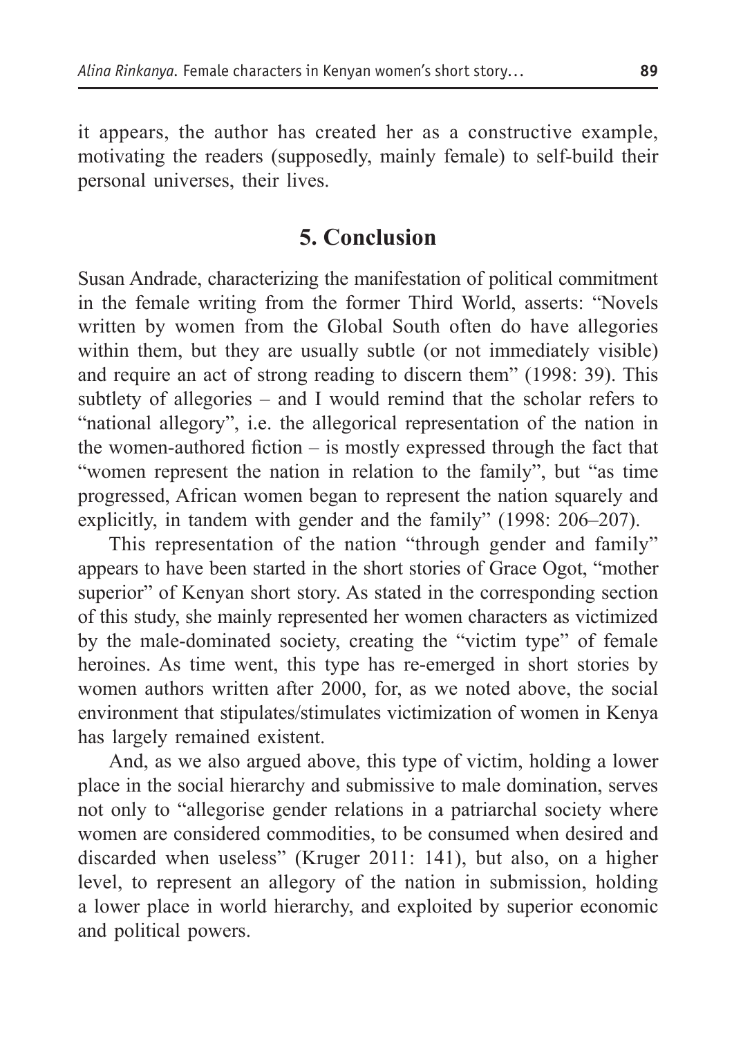it appears, the author has created her as a constructive example, motivating the readers (supposedly, mainly female) to self-build their personal universes, their lives.

## 5. Conclusion

Susan Andrade, characterizing the manifestation of political commitment in the female writing from the former Third World, asserts: "Novels written by women from the Global South often do have allegories within them, but they are usually subtle (or not immediately visible) and require an act of strong reading to discern them" (1998: 39). This subtlety of allegories – and I would remind that the scholar refers to "national allegory", i.e. the allegorical representation of the nation in the women-authored fiction – is mostly expressed through the fact that "women represent the nation in relation to the family", but "as time progressed, African women began to represent the nation squarely and explicitly, in tandem with gender and the family" (1998: 206–207).

This representation of the nation "through gender and family" appears to have been started in the short stories of Grace Ogot, "mother superior" of Kenyan short story. As stated in the corresponding section of this study, she mainly represented her women characters as victimized by the male-dominated society, creating the "victim type" of female heroines. As time went, this type has re-emerged in short stories by women authors written after 2000, for, as we noted above, the social environment that stipulates/stimulates victimization of women in Kenya has largely remained existent.

And, as we also argued above, this type of victim, holding a lower place in the social hierarchy and submissive to male domination, serves not only to "allegorise gender relations in a patriarchal society where women are considered commodities, to be consumed when desired and discarded when useless" (Kruger 2011: 141), but also, on a higher level, to represent an allegory of the nation in submission, holding a lower place in world hierarchy, and exploited by superior economic and political powers.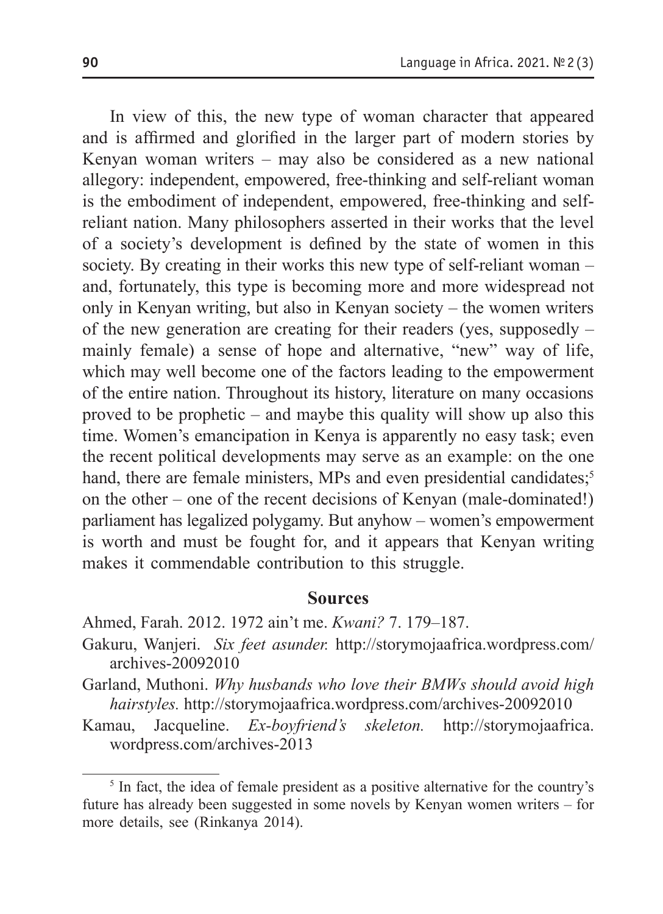In view of this, the new type of woman character that appeared and is affirmed and glorified in the larger part of modern stories by Kenyan woman writers – may also be considered as a new national allegory: independent, empowered, free-thinking and self-reliant woman is the embodiment of independent, empowered, free-thinking and self-reliant nation. Many philosophers asserted in their works that the level of a society's development is defined by the state of women in this society. By creating in their works this new type of self-reliant woman – and, fortunately, this type is becoming more and more widespread not only in Kenyan writing, but also in Kenyan society – the women writers of the new generation are creating for their readers (yes, supposedly – mainly female) a sense of hope and alternative, "new" way of life, which may well become one of the factors leading to the empowerment of the entire nation. Throughout its history, literature on many occasions proved to be prophetic – and maybe this quality will show up also this time. Women's emancipation in Kenya is apparently no easy task; even the recent political developments may serve as an example: on the one hand, there are female ministers, MPs and even presidential candidates;[5] on the other – one of the recent decisions of Kenyan (male-dominated!) parliament has legalized polygamy. But anyhow – women's empowerment is worth and must be fought for, and it appears that Kenyan writing makes it commendable contribution to this struggle.

## Sources

Ahmed, Farah. 2012. 1972 ain't me. *Kwani?* 7. 179–187.

Gakuru, Wanjeri. *Six feet asunder.* http://storymojaafrica.wordpress.com/archives-20092010

Garland, Muthoni. *Why husbands who love their BMWs should avoid high hairstyles.* http://storymojaafrica.wordpress.com/archives-20092010

Kamau, Jacqueline. *Ex-boyfriend's skeleton.* http://storymojaafrica.wordpress.com/archives-2013

[5] In fact, the idea of female president as a positive alternative for the country's future has already been suggested in some novels by Kenyan women writers – for more details, see (Rinkanya 2014).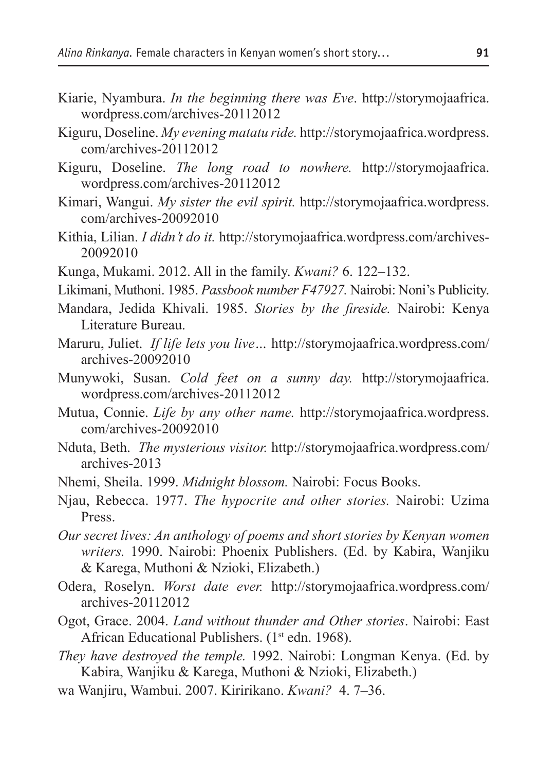Kiarie, Nyambura. *In the beginning there was Eve*. http://storymojaafrica.wordpress.com/archives-20112012

Kiguru, Doseline. *My evening matatu ride.* http://storymojaafrica.wordpress.com/archives-20112012

Kiguru, Doseline. *The long road to nowhere.* http://storymojaafrica.wordpress.com/archives-20112012

Kimari, Wangui. *My sister the evil spirit.* http://storymojaafrica.wordpress.com/archives-20092010

Kithia, Lilian. *I didn't do it.* http://storymojaafrica.wordpress.com/archives-20092010

Kunga, Mukami. 2012. All in the family. *Kwani?* 6. 122–132.

Likimani, Muthoni. 1985. *Passbook number F47927.* Nairobi: Noni's Publicity.

Mandara, Jedida Khivali. 1985. *Stories by the fireside.* Nairobi: Kenya Literature Bureau.

Maruru, Juliet. *If life lets you live…* http://storymojaafrica.wordpress.com/archives-20092010

Munywoki, Susan. *Cold feet on a sunny day.* http://storymojaafrica.wordpress.com/archives-20112012

Mutua, Connie. *Life by any other name.* http://storymojaafrica.wordpress.com/archives-20092010

Nduta, Beth. *The mysterious visitor.* http://storymojaafrica.wordpress.com/archives-2013

Nhemi, Sheila. 1999. *Midnight blossom.* Nairobi: Focus Books.

Njau, Rebecca. 1977. *The hypocrite and other stories.* Nairobi: Uzima Press.

*Our secret lives: An anthology of poems and short stories by Kenyan women writers.* 1990. Nairobi: Phoenix Publishers. (Ed. by Kabira, Wanjiku & Karega, Muthoni & Nzioki, Elizabeth.)

Odera, Roselyn. *Worst date ever.* http://storymojaafrica.wordpress.com/archives-20112012

Ogot, Grace. 2004. *Land without thunder and Other stories*. Nairobi: East African Educational Publishers. (1st edn. 1968).

*They have destroyed the temple.* 1992. Nairobi: Longman Kenya. (Ed. by Kabira, Wanjiku & Karega, Muthoni & Nzioki, Elizabeth.)

wa Wanjiru, Wambui. 2007. Kiririkano. *Kwani?* 4. 7–36.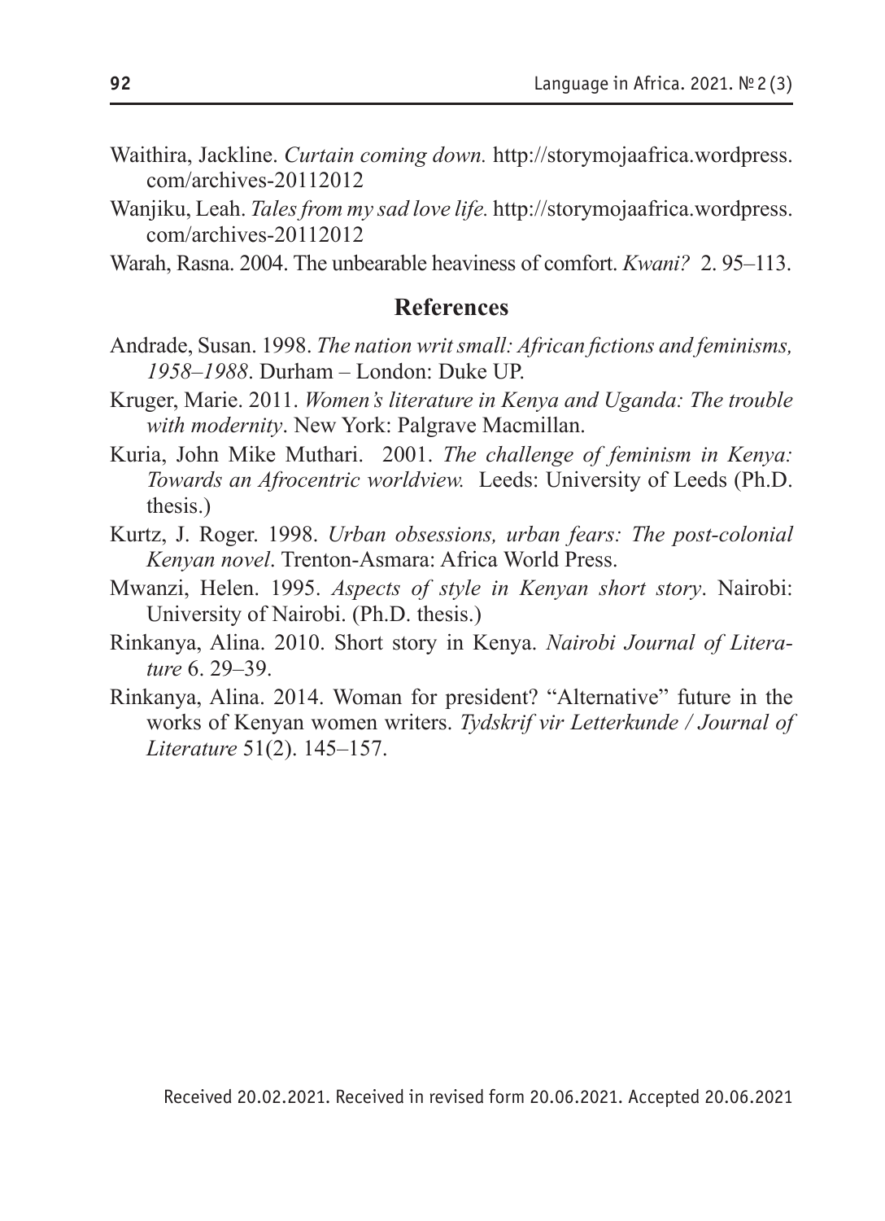Waithira, Jackline. *Curtain coming down.* http://storymojaafrica.wordpress.com/archives-20112012

Wanjiku, Leah. *Tales from my sad love life.* http://storymojaafrica.wordpress.com/archives-20112012

Warah, Rasna. 2004. The unbearable heaviness of comfort. *Kwani?* 2. 95–113.

## References

Andrade, Susan. 1998. *The nation writ small: African fictions and feminisms, 1958–1988*. Durham – London: Duke UP.

Kruger, Marie. 2011. *Women's literature in Kenya and Uganda: The trouble with modernity*. New York: Palgrave Macmillan.

Kuria, John Mike Muthari. 2001. *The challenge of feminism in Kenya: Towards an Afrocentric worldview.* Leeds: University of Leeds (Ph.D. thesis.)

Kurtz, J. Roger. 1998. *Urban obsessions, urban fears: The post-colonial Kenyan novel*. Trenton-Asmara: Africa World Press.

Mwanzi, Helen. 1995. *Aspects of style in Kenyan short story*. Nairobi: University of Nairobi. (Ph.D. thesis.)

Rinkanya, Alina. 2010. Short story in Kenya. *Nairobi Journal of Literature* 6. 29–39.

Rinkanya, Alina. 2014. Woman for president? "Alternative" future in the works of Kenyan women writers. *Tydskrif vir Letterkunde / Journal of Literature* 51(2). 145–157.

Received 20.02.2021. Received in revised form 20.06.2021. Accepted 20.06.2021